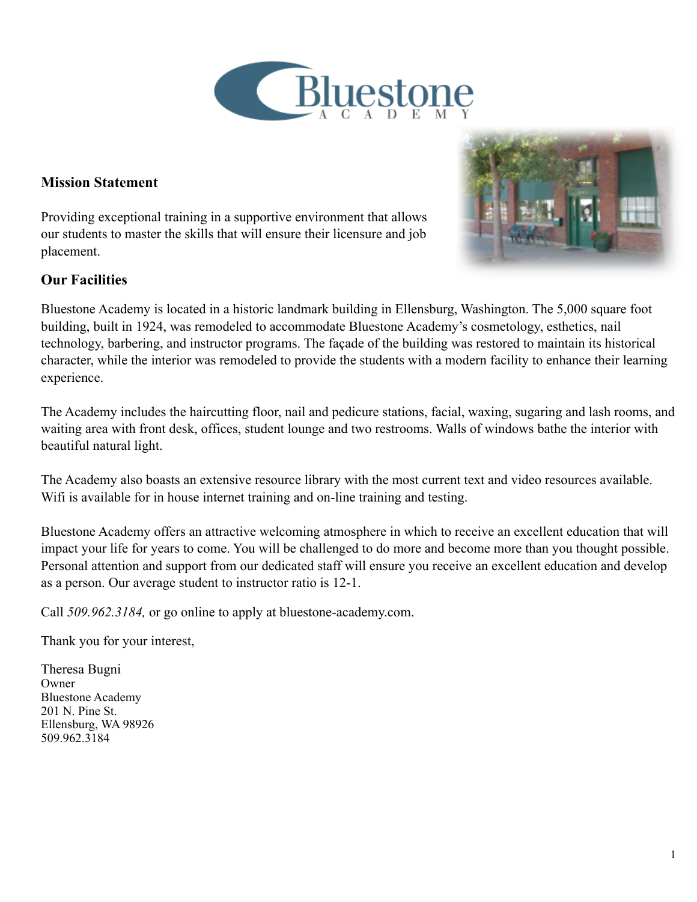# Bluestone ACADEMY

## Mission Statement

Providing exceptional training in a supportive environment that allows our students to master the skills that will ensure their licensure and job placement.

## Our Facilities

Bluestone Academy is located in a historic landmark building in Ellensburg, Washington. The 5,000 square foot building, built in 1924, was remodeled to accommodate Bluestone Academy's cosmetology, esthetics, nail technology, barbering, and instructor programs. The façade of the building was restored to maintain its historical character, while the interior was remodeled to provide the students with a modern facility to enhance their learning experience.

The Academy includes the haircutting floor, nail and pedicure stations, facial, waxing, sugaring and lash rooms, and waiting area with front desk, offices, student lounge and two restrooms. Walls of windows bathe the interior with beautiful natural light.

The Academy also boasts an extensive resource library with the most current text and video resources available. Wifi is available for in house internet training and on-line training and testing.

Bluestone Academy offers an attractive welcoming atmosphere in which to receive an excellent education that will impact your life for years to come. You will be challenged to do more and become more than you thought possible. Personal attention and support from our dedicated staff will ensure you receive an excellent education and develop as a person. Our average student to instructor ratio is 12-1.

Call *509.962.3184,* or go online to apply at bluestone-academy.com.

Thank you for your interest,

Theresa Bugni
Owner
Bluestone Academy
201 N. Pine St.
Ellensburg, WA 98926
509.962.3184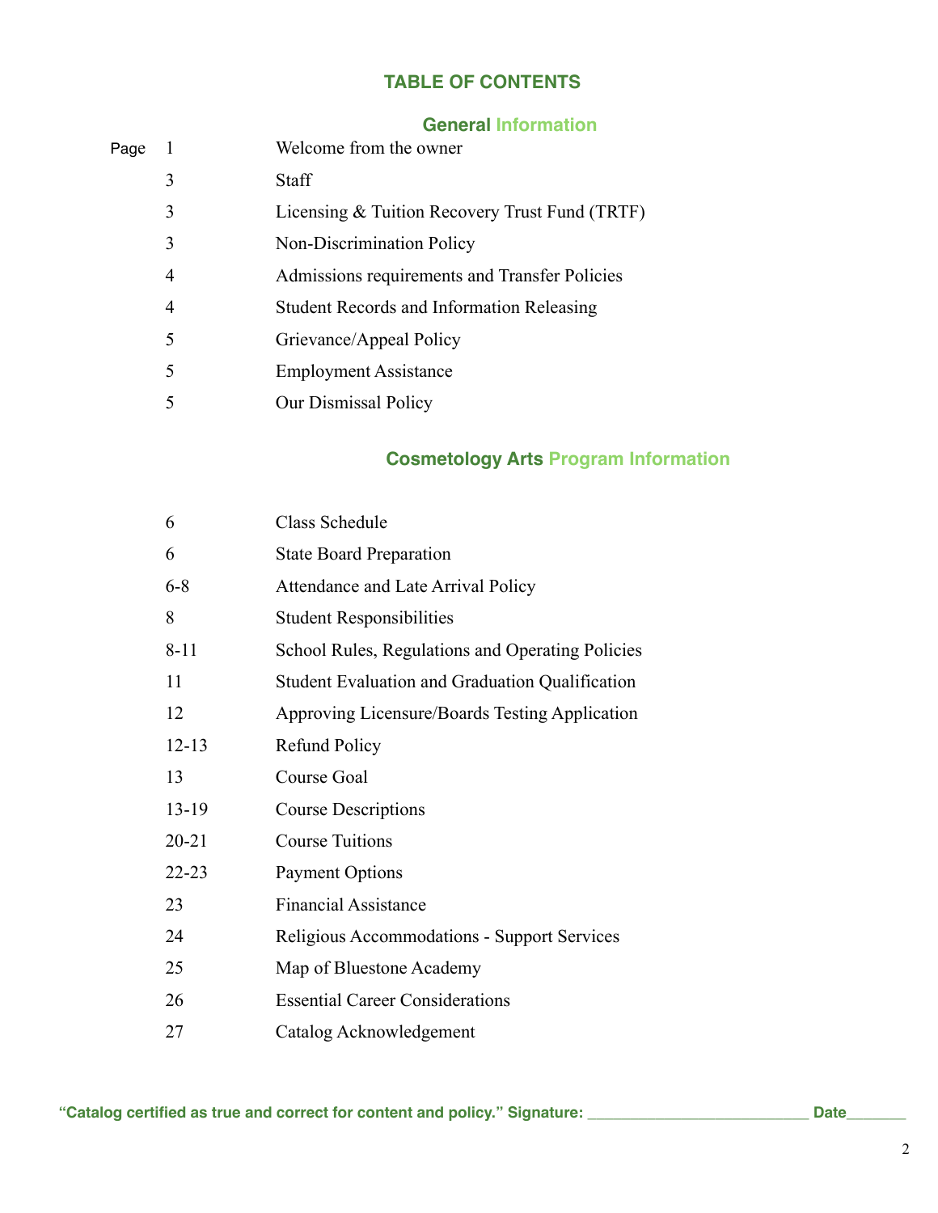# TABLE OF CONTENTS

## General Information

| Page | |
|---|---|
| 1 | Welcome from the owner |
| 3 | Staff |
| 3 | Licensing & Tuition Recovery Trust Fund (TRTF) |
| 3 | Non-Discrimination Policy |
| 4 | Admissions requirements and Transfer Policies |
| 4 | Student Records and Information Releasing |
| 5 | Grievance/Appeal Policy |
| 5 | Employment Assistance |
| 5 | Our Dismissal Policy |

## Cosmetology Arts Program Information

| | |
|---|---|
| 6 | Class Schedule |
| 6 | State Board Preparation |
| 6-8 | Attendance and Late Arrival Policy |
| 8 | Student Responsibilities |
| 8-11 | School Rules, Regulations and Operating Policies |
| 11 | Student Evaluation and Graduation Qualification |
| 12 | Approving Licensure/Boards Testing Application |
| 12-13 | Refund Policy |
| 13 | Course Goal |
| 13-19 | Course Descriptions |
| 20-21 | Course Tuitions |
| 22-23 | Payment Options |
| 23 | Financial Assistance |
| 24 | Religious Accommodations - Support Services |
| 25 | Map of Bluestone Academy |
| 26 | Essential Career Considerations |
| 27 | Catalog Acknowledgement |

**"Catalog certified as true and correct for content and policy." Signature: ___________________________ Date________**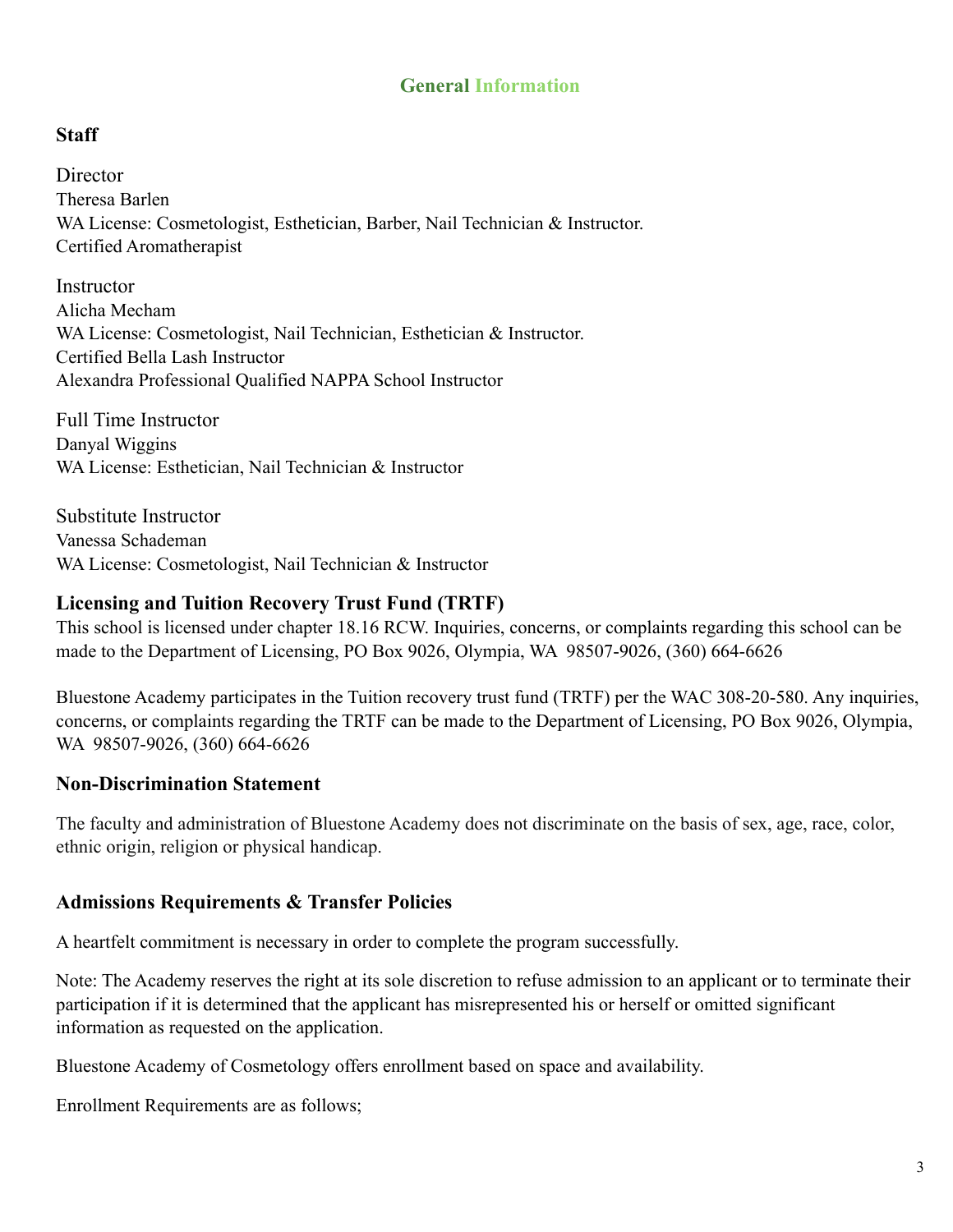## General Information

### Staff

Director
Theresa Barlen
WA License: Cosmetologist, Esthetician, Barber, Nail Technician & Instructor.
Certified Aromatherapist

Instructor
Alicha Mecham
WA License: Cosmetologist, Nail Technician, Esthetician & Instructor.
Certified Bella Lash Instructor
Alexandra Professional Qualified NAPPA School Instructor

Full Time Instructor
Danyal Wiggins
WA License: Esthetician, Nail Technician & Instructor

Substitute Instructor
Vanessa Schademan
WA License: Cosmetologist, Nail Technician & Instructor

### Licensing and Tuition Recovery Trust Fund (TRTF)

This school is licensed under chapter 18.16 RCW. Inquiries, concerns, or complaints regarding this school can be made to the Department of Licensing, PO Box 9026, Olympia, WA 98507-9026, (360) 664-6626

Bluestone Academy participates in the Tuition recovery trust fund (TRTF) per the WAC 308-20-580. Any inquiries, concerns, or complaints regarding the TRTF can be made to the Department of Licensing, PO Box 9026, Olympia, WA 98507-9026, (360) 664-6626

### Non-Discrimination Statement

The faculty and administration of Bluestone Academy does not discriminate on the basis of sex, age, race, color, ethnic origin, religion or physical handicap.

### Admissions Requirements & Transfer Policies

A heartfelt commitment is necessary in order to complete the program successfully.

Note: The Academy reserves the right at its sole discretion to refuse admission to an applicant or to terminate their participation if it is determined that the applicant has misrepresented his or herself or omitted significant information as requested on the application.

Bluestone Academy of Cosmetology offers enrollment based on space and availability.

Enrollment Requirements are as follows;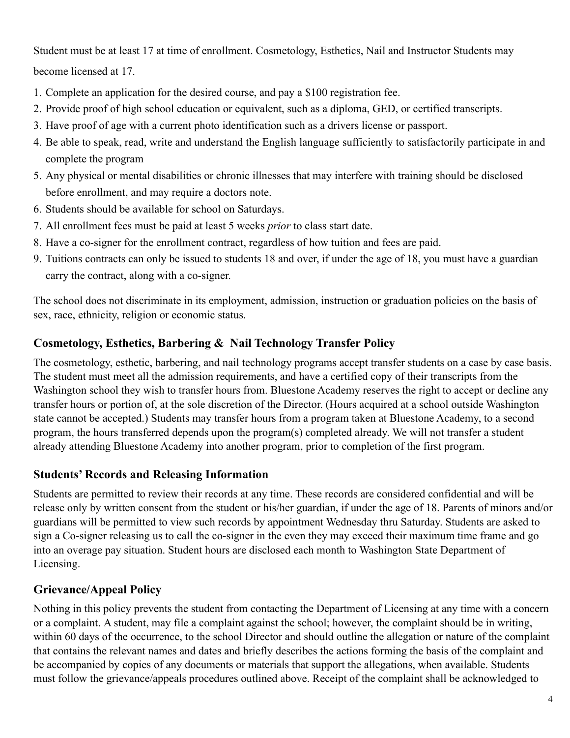Student must be at least 17 at time of enrollment. Cosmetology, Esthetics, Nail and Instructor Students may become licensed at 17.

1. Complete an application for the desired course, and pay a $100 registration fee.
2. Provide proof of high school education or equivalent, such as a diploma, GED, or certified transcripts.
3. Have proof of age with a current photo identification such as a drivers license or passport.
4. Be able to speak, read, write and understand the English language sufficiently to satisfactorily participate in and complete the program
5. Any physical or mental disabilities or chronic illnesses that may interfere with training should be disclosed before enrollment, and may require a doctors note.
6. Students should be available for school on Saturdays.
7. All enrollment fees must be paid at least 5 weeks *prior* to class start date.
8. Have a co-signer for the enrollment contract, regardless of how tuition and fees are paid.
9. Tuitions contracts can only be issued to students 18 and over, if under the age of 18, you must have a guardian carry the contract, along with a co-signer.

The school does not discriminate in its employment, admission, instruction or graduation policies on the basis of sex, race, ethnicity, religion or economic status.

## Cosmetology, Esthetics, Barbering & Nail Technology Transfer Policy

The cosmetology, esthetic, barbering, and nail technology programs accept transfer students on a case by case basis. The student must meet all the admission requirements, and have a certified copy of their transcripts from the Washington school they wish to transfer hours from. Bluestone Academy reserves the right to accept or decline any transfer hours or portion of, at the sole discretion of the Director. (Hours acquired at a school outside Washington state cannot be accepted.) Students may transfer hours from a program taken at Bluestone Academy, to a second program, the hours transferred depends upon the program(s) completed already. We will not transfer a student already attending Bluestone Academy into another program, prior to completion of the first program.

## Students' Records and Releasing Information

Students are permitted to review their records at any time. These records are considered confidential and will be release only by written consent from the student or his/her guardian, if under the age of 18. Parents of minors and/or guardians will be permitted to view such records by appointment Wednesday thru Saturday. Students are asked to sign a Co-signer releasing us to call the co-signer in the even they may exceed their maximum time frame and go into an overage pay situation. Student hours are disclosed each month to Washington State Department of Licensing.

## Grievance/Appeal Policy

Nothing in this policy prevents the student from contacting the Department of Licensing at any time with a concern or a complaint. A student, may file a complaint against the school; however, the complaint should be in writing, within 60 days of the occurrence, to the school Director and should outline the allegation or nature of the complaint that contains the relevant names and dates and briefly describes the actions forming the basis of the complaint and be accompanied by copies of any documents or materials that support the allegations, when available. Students must follow the grievance/appeals procedures outlined above. Receipt of the complaint shall be acknowledged to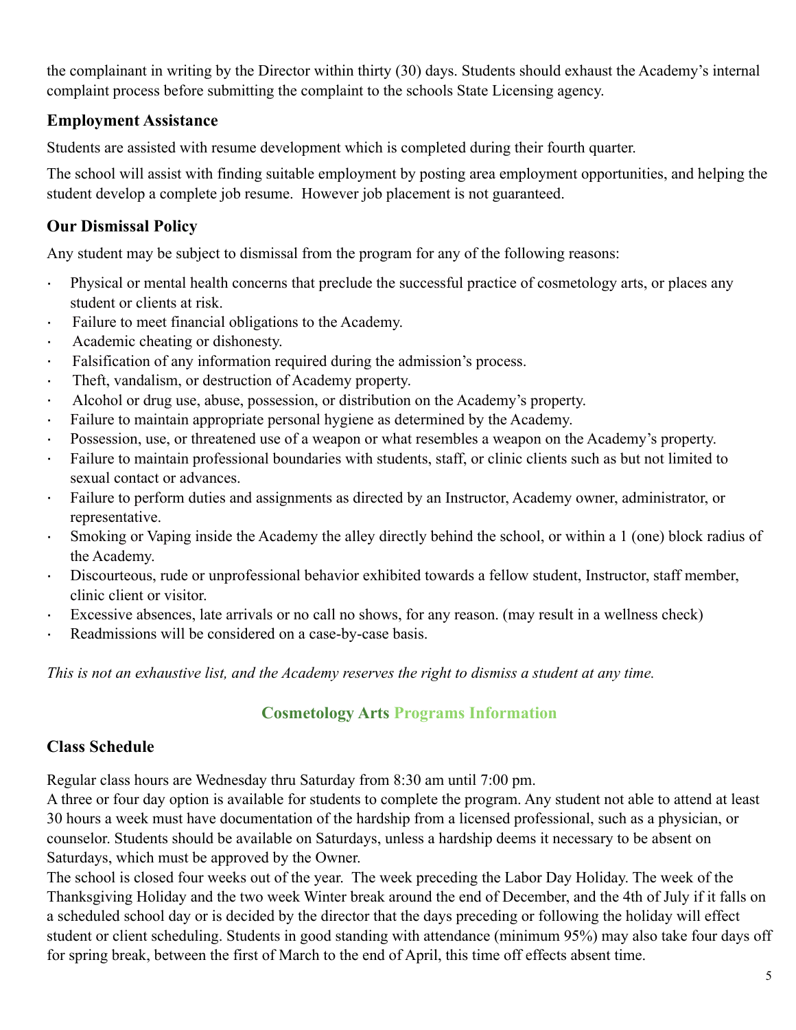the complainant in writing by the Director within thirty (30) days. Students should exhaust the Academy's internal complaint process before submitting the complaint to the schools State Licensing agency.

### Employment Assistance

Students are assisted with resume development which is completed during their fourth quarter.

The school will assist with finding suitable employment by posting area employment opportunities, and helping the student develop a complete job resume. However job placement is not guaranteed.

### Our Dismissal Policy

Any student may be subject to dismissal from the program for any of the following reasons:

- Physical or mental health concerns that preclude the successful practice of cosmetology arts, or places any student or clients at risk.
- Failure to meet financial obligations to the Academy.
- Academic cheating or dishonesty.
- Falsification of any information required during the admission's process.
- Theft, vandalism, or destruction of Academy property.
- Alcohol or drug use, abuse, possession, or distribution on the Academy's property.
- Failure to maintain appropriate personal hygiene as determined by the Academy.
- Possession, use, or threatened use of a weapon or what resembles a weapon on the Academy's property.
- Failure to maintain professional boundaries with students, staff, or clinic clients such as but not limited to sexual contact or advances.
- Failure to perform duties and assignments as directed by an Instructor, Academy owner, administrator, or representative.
- Smoking or Vaping inside the Academy the alley directly behind the school, or within a 1 (one) block radius of the Academy.
- Discourteous, rude or unprofessional behavior exhibited towards a fellow student, Instructor, staff member, clinic client or visitor.
- Excessive absences, late arrivals or no call no shows, for any reason. (may result in a wellness check)
- Readmissions will be considered on a case-by-case basis.

*This is not an exhaustive list, and the Academy reserves the right to dismiss a student at any time.*

## Cosmetology Arts Programs Information

### Class Schedule

Regular class hours are Wednesday thru Saturday from 8:30 am until 7:00 pm.
A three or four day option is available for students to complete the program. Any student not able to attend at least 30 hours a week must have documentation of the hardship from a licensed professional, such as a physician, or counselor. Students should be available on Saturdays, unless a hardship deems it necessary to be absent on Saturdays, which must be approved by the Owner.
The school is closed four weeks out of the year. The week preceding the Labor Day Holiday. The week of the Thanksgiving Holiday and the two week Winter break around the end of December, and the 4th of July if it falls on a scheduled school day or is decided by the director that the days preceding or following the holiday will effect student or client scheduling. Students in good standing with attendance (minimum 95%) may also take four days off for spring break, between the first of March to the end of April, this time off effects absent time.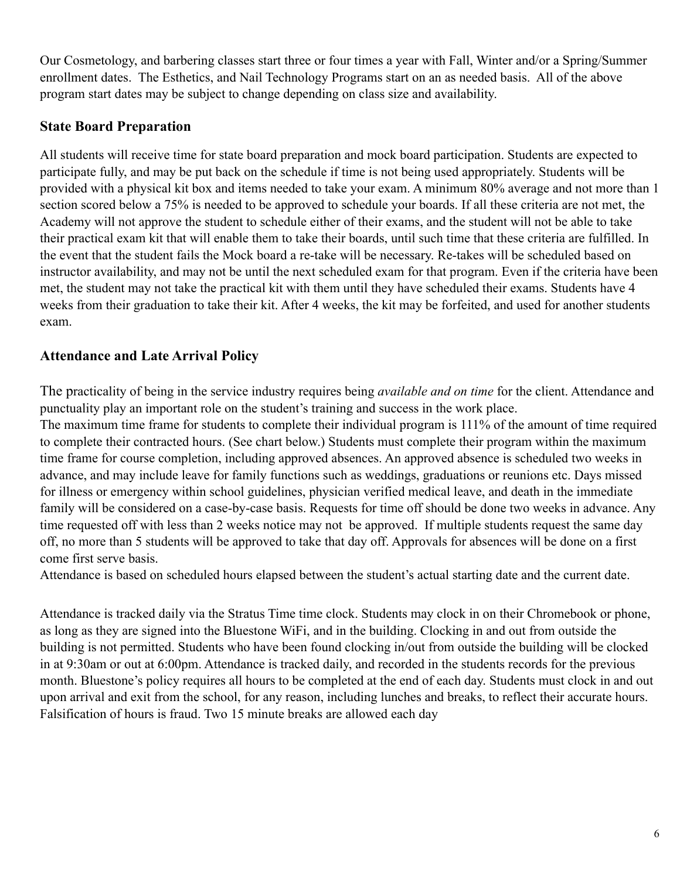Our Cosmetology, and barbering classes start three or four times a year with Fall, Winter and/or a Spring/Summer enrollment dates. The Esthetics, and Nail Technology Programs start on an as needed basis. All of the above program start dates may be subject to change depending on class size and availability.

## State Board Preparation

All students will receive time for state board preparation and mock board participation. Students are expected to participate fully, and may be put back on the schedule if time is not being used appropriately. Students will be provided with a physical kit box and items needed to take your exam. A minimum 80% average and not more than 1 section scored below a 75% is needed to be approved to schedule your boards. If all these criteria are not met, the Academy will not approve the student to schedule either of their exams, and the student will not be able to take their practical exam kit that will enable them to take their boards, until such time that these criteria are fulfilled. In the event that the student fails the Mock board a re-take will be necessary. Re-takes will be scheduled based on instructor availability, and may not be until the next scheduled exam for that program. Even if the criteria have been met, the student may not take the practical kit with them until they have scheduled their exams. Students have 4 weeks from their graduation to take their kit. After 4 weeks, the kit may be forfeited, and used for another students exam.

## Attendance and Late Arrival Policy

The practicality of being in the service industry requires being *available and on time* for the client. Attendance and punctuality play an important role on the student's training and success in the work place.

The maximum time frame for students to complete their individual program is 111% of the amount of time required to complete their contracted hours. (See chart below.) Students must complete their program within the maximum time frame for course completion, including approved absences. An approved absence is scheduled two weeks in advance, and may include leave for family functions such as weddings, graduations or reunions etc. Days missed for illness or emergency within school guidelines, physician verified medical leave, and death in the immediate family will be considered on a case-by-case basis. Requests for time off should be done two weeks in advance. Any time requested off with less than 2 weeks notice may not be approved. If multiple students request the same day off, no more than 5 students will be approved to take that day off. Approvals for absences will be done on a first come first serve basis.

Attendance is based on scheduled hours elapsed between the student's actual starting date and the current date.

Attendance is tracked daily via the Stratus Time time clock. Students may clock in on their Chromebook or phone, as long as they are signed into the Bluestone WiFi, and in the building. Clocking in and out from outside the building is not permitted. Students who have been found clocking in/out from outside the building will be clocked in at 9:30am or out at 6:00pm. Attendance is tracked daily, and recorded in the students records for the previous month. Bluestone's policy requires all hours to be completed at the end of each day. Students must clock in and out upon arrival and exit from the school, for any reason, including lunches and breaks, to reflect their accurate hours. Falsification of hours is fraud. Two 15 minute breaks are allowed each day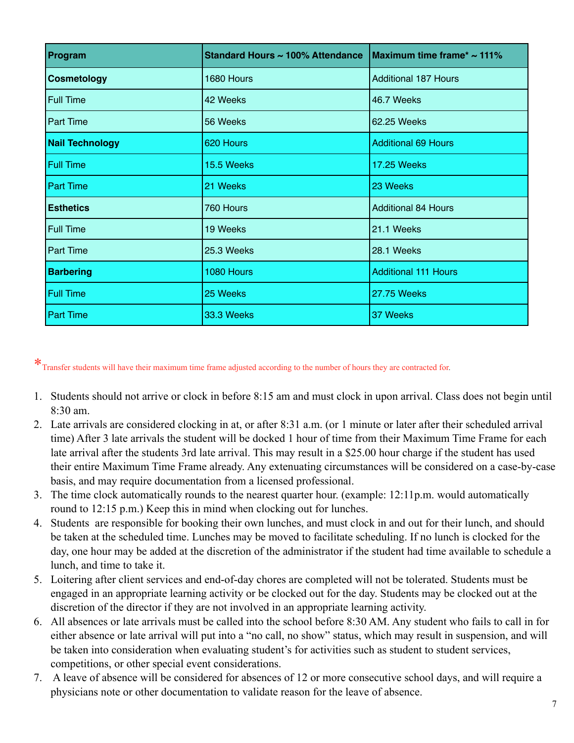| **Program** | **Standard Hours ~ 100% Attendance** | **Maximum time frame* ~ 111%** |
|---|---|---|
| **Cosmetology** | 1680 Hours | Additional 187 Hours |
| Full Time | 42 Weeks | 46.7 Weeks |
| Part Time | 56 Weeks | 62.25 Weeks |
| **Nail Technology** | 620 Hours | Additional 69 Hours |
| Full Time | 15.5 Weeks | 17.25 Weeks |
| Part Time | 21 Weeks | 23 Weeks |
| **Esthetics** | 760 Hours | Additional 84 Hours |
| Full Time | 19 Weeks | 21.1 Weeks |
| Part Time | 25.3 Weeks | 28.1 Weeks |
| **Barbering** | 1080 Hours | Additional 111 Hours |
| Full Time | 25 Weeks | 27.75 Weeks |
| Part Time | 33.3 Weeks | 37 Weeks |

*Transfer students will have their maximum time frame adjusted according to the number of hours they are contracted for.

1. Students should not arrive or clock in before 8:15 am and must clock in upon arrival. Class does not begin until 8:30 am.
2. Late arrivals are considered clocking in at, or after 8:31 a.m. (or 1 minute or later after their scheduled arrival time) After 3 late arrivals the student will be docked 1 hour of time from their Maximum Time Frame for each late arrival after the students 3rd late arrival. This may result in a $25.00 hour charge if the student has used their entire Maximum Time Frame already. Any extenuating circumstances will be considered on a case-by-case basis, and may require documentation from a licensed professional.
3. The time clock automatically rounds to the nearest quarter hour. (example: 12:11p.m. would automatically round to 12:15 p.m.) Keep this in mind when clocking out for lunches.
4. Students are responsible for booking their own lunches, and must clock in and out for their lunch, and should be taken at the scheduled time. Lunches may be moved to facilitate scheduling. If no lunch is clocked for the day, one hour may be added at the discretion of the administrator if the student had time available to schedule a lunch, and time to take it.
5. Loitering after client services and end-of-day chores are completed will not be tolerated. Students must be engaged in an appropriate learning activity or be clocked out for the day. Students may be clocked out at the discretion of the director if they are not involved in an appropriate learning activity.
6. All absences or late arrivals must be called into the school before 8:30 AM. Any student who fails to call in for either absence or late arrival will put into a "no call, no show" status, which may result in suspension, and will be taken into consideration when evaluating student's for activities such as student to student services, competitions, or other special event considerations.
7. A leave of absence will be considered for absences of 12 or more consecutive school days, and will require a physicians note or other documentation to validate reason for the leave of absence.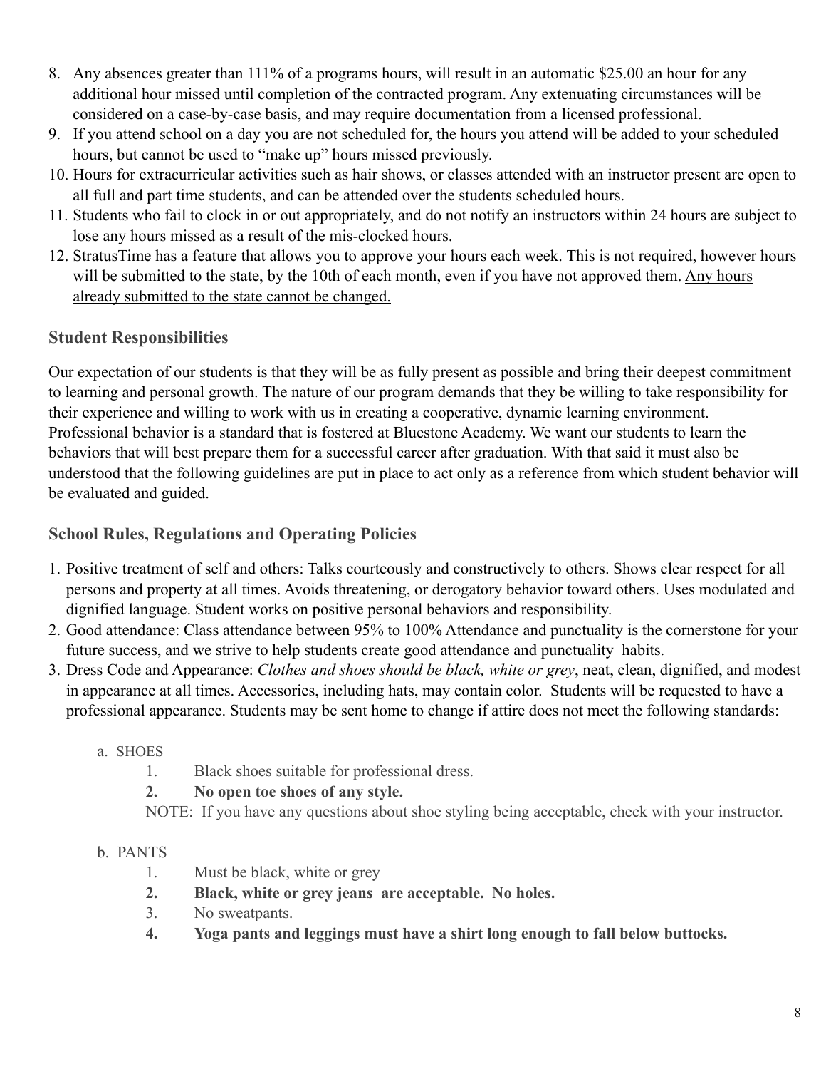8. Any absences greater than 111% of a programs hours, will result in an automatic $25.00 an hour for any additional hour missed until completion of the contracted program. Any extenuating circumstances will be considered on a case-by-case basis, and may require documentation from a licensed professional.
9. If you attend school on a day you are not scheduled for, the hours you attend will be added to your scheduled hours, but cannot be used to "make up" hours missed previously.
10. Hours for extracurricular activities such as hair shows, or classes attended with an instructor present are open to all full and part time students, and can be attended over the students scheduled hours.
11. Students who fail to clock in or out appropriately, and do not notify an instructors within 24 hours are subject to lose any hours missed as a result of the mis-clocked hours.
12. StratusTime has a feature that allows you to approve your hours each week. This is not required, however hours will be submitted to the state, by the 10th of each month, even if you have not approved them. <u>Any hours already submitted to the state cannot be changed.</u>

## Student Responsibilities

Our expectation of our students is that they will be as fully present as possible and bring their deepest commitment to learning and personal growth. The nature of our program demands that they be willing to take responsibility for their experience and willing to work with us in creating a cooperative, dynamic learning environment. Professional behavior is a standard that is fostered at Bluestone Academy. We want our students to learn the behaviors that will best prepare them for a successful career after graduation. With that said it must also be understood that the following guidelines are put in place to act only as a reference from which student behavior will be evaluated and guided.

## School Rules, Regulations and Operating Policies

1. Positive treatment of self and others: Talks courteously and constructively to others. Shows clear respect for all persons and property at all times. Avoids threatening, or derogatory behavior toward others. Uses modulated and dignified language. Student works on positive personal behaviors and responsibility.
2. Good attendance: Class attendance between 95% to 100% Attendance and punctuality is the cornerstone for your future success, and we strive to help students create good attendance and punctuality habits.
3. Dress Code and Appearance: *Clothes and shoes should be black, white or grey*, neat, clean, dignified, and modest in appearance at all times. Accessories, including hats, may contain color. Students will be requested to have a professional appearance. Students may be sent home to change if attire does not meet the following standards:

   a. SHOES
      1. Black shoes suitable for professional dress.
      2. **No open toe shoes of any style.**

      NOTE: If you have any questions about shoe styling being acceptable, check with your instructor.

   b. PANTS
      1. Must be black, white or grey
      2. **Black, white or grey jeans are acceptable. No holes.**
      3. No sweatpants.
      4. **Yoga pants and leggings must have a shirt long enough to fall below buttocks.**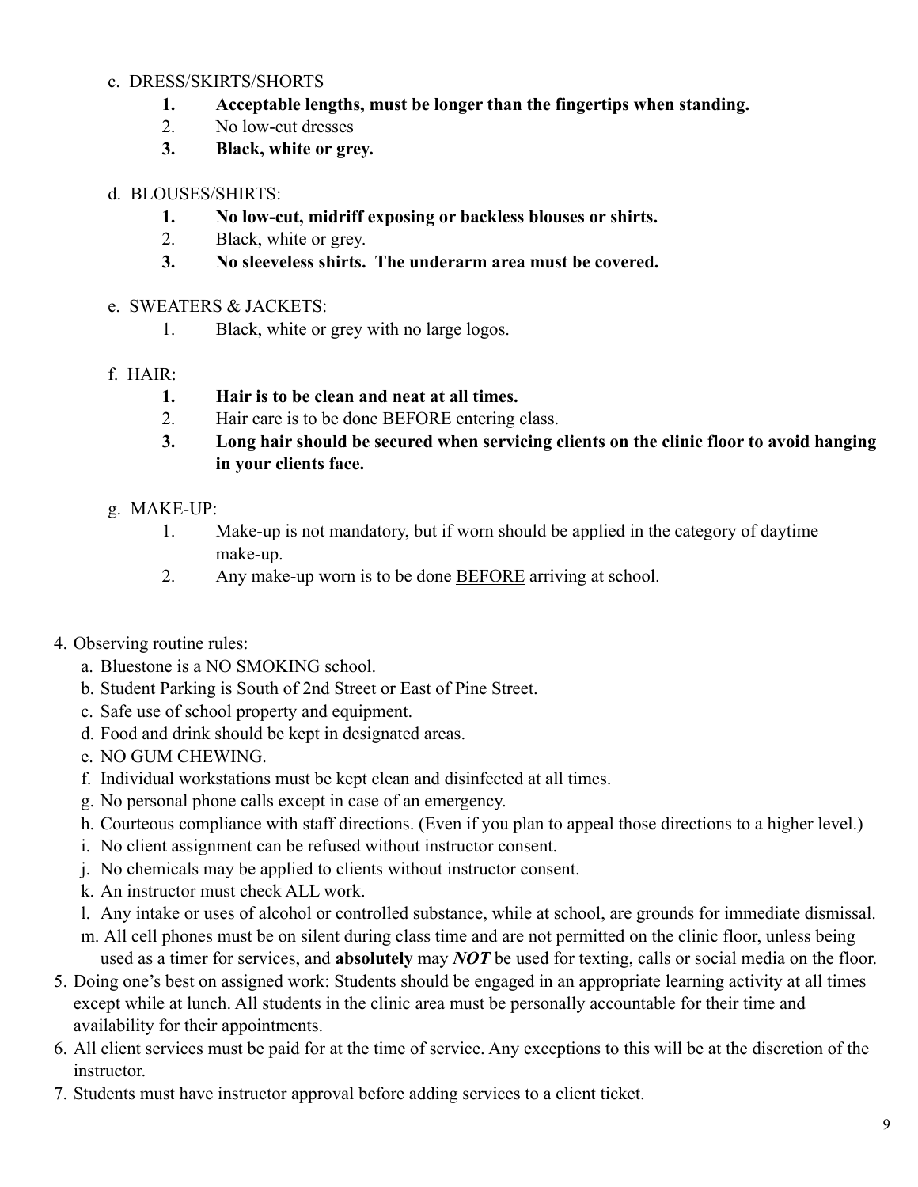c. DRESS/SKIRTS/SHORTS

1. **Acceptable lengths, must be longer than the fingertips when standing.**
2. No low-cut dresses
3. **Black, white or grey.**

d. BLOUSES/SHIRTS:

1. **No low-cut, midriff exposing or backless blouses or shirts.**
2. Black, white or grey.
3. **No sleeveless shirts. The underarm area must be covered.**

e. SWEATERS & JACKETS:

1. Black, white or grey with no large logos.

f. HAIR:

1. **Hair is to be clean and neat at all times.**
2. Hair care is to be done <u>BEFORE</u> entering class.
3. **Long hair should be secured when servicing clients on the clinic floor to avoid hanging in your clients face.**

g. MAKE-UP:

1. Make-up is not mandatory, but if worn should be applied in the category of daytime make-up.
2. Any make-up worn is to be done <u>BEFORE</u> arriving at school.

4. Observing routine rules:
   a. Bluestone is a NO SMOKING school.
   b. Student Parking is South of 2nd Street or East of Pine Street.
   c. Safe use of school property and equipment.
   d. Food and drink should be kept in designated areas.
   e. NO GUM CHEWING.
   f. Individual workstations must be kept clean and disinfected at all times.
   g. No personal phone calls except in case of an emergency.
   h. Courteous compliance with staff directions. (Even if you plan to appeal those directions to a higher level.)
   i. No client assignment can be refused without instructor consent.
   j. No chemicals may be applied to clients without instructor consent.
   k. An instructor must check ALL work.
   l. Any intake or uses of alcohol or controlled substance, while at school, are grounds for immediate dismissal.
   m. All cell phones must be on silent during class time and are not permitted on the clinic floor, unless being used as a timer for services, and **absolutely** may ***NOT*** be used for texting, calls or social media on the floor.
5. Doing one's best on assigned work: Students should be engaged in an appropriate learning activity at all times except while at lunch. All students in the clinic area must be personally accountable for their time and availability for their appointments.
6. All client services must be paid for at the time of service. Any exceptions to this will be at the discretion of the instructor.
7. Students must have instructor approval before adding services to a client ticket.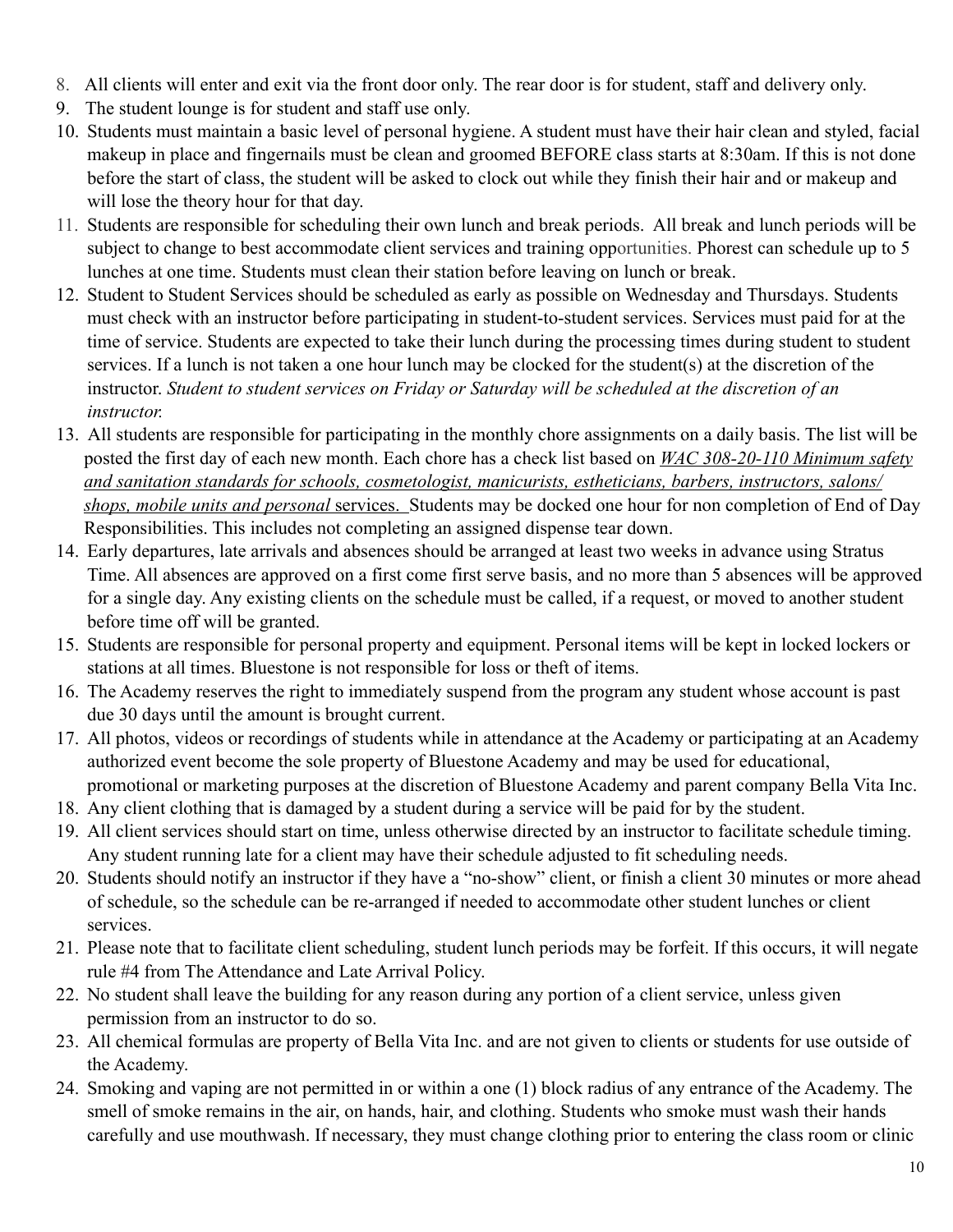8. All clients will enter and exit via the front door only. The rear door is for student, staff and delivery only.
9. The student lounge is for student and staff use only.
10. Students must maintain a basic level of personal hygiene. A student must have their hair clean and styled, facial makeup in place and fingernails must be clean and groomed BEFORE class starts at 8:30am. If this is not done before the start of class, the student will be asked to clock out while they finish their hair and or makeup and will lose the theory hour for that day.
11. Students are responsible for scheduling their own lunch and break periods. All break and lunch periods will be subject to change to best accommodate client services and training opportunities. Phorest can schedule up to 5 lunches at one time. Students must clean their station before leaving on lunch or break.
12. Student to Student Services should be scheduled as early as possible on Wednesday and Thursdays. Students must check with an instructor before participating in student-to-student services. Services must paid for at the time of service. Students are expected to take their lunch during the processing times during student to student services. If a lunch is not taken a one hour lunch may be clocked for the student(s) at the discretion of the instructor. *Student to student services on Friday or Saturday will be scheduled at the discretion of an instructor.*
13. All students are responsible for participating in the monthly chore assignments on a daily basis. The list will be posted the first day of each new month. Each chore has a check list based on *WAC 308-20-110 Minimum safety and sanitation standards for schools, cosmetologist, manicurists, estheticians, barbers, instructors, salons/ shops, mobile units and personal* services. Students may be docked one hour for non completion of End of Day Responsibilities. This includes not completing an assigned dispense tear down.
14. Early departures, late arrivals and absences should be arranged at least two weeks in advance using Stratus Time. All absences are approved on a first come first serve basis, and no more than 5 absences will be approved for a single day. Any existing clients on the schedule must be called, if a request, or moved to another student before time off will be granted.
15. Students are responsible for personal property and equipment. Personal items will be kept in locked lockers or stations at all times. Bluestone is not responsible for loss or theft of items.
16. The Academy reserves the right to immediately suspend from the program any student whose account is past due 30 days until the amount is brought current.
17. All photos, videos or recordings of students while in attendance at the Academy or participating at an Academy authorized event become the sole property of Bluestone Academy and may be used for educational, promotional or marketing purposes at the discretion of Bluestone Academy and parent company Bella Vita Inc.
18. Any client clothing that is damaged by a student during a service will be paid for by the student.
19. All client services should start on time, unless otherwise directed by an instructor to facilitate schedule timing. Any student running late for a client may have their schedule adjusted to fit scheduling needs.
20. Students should notify an instructor if they have a "no-show" client, or finish a client 30 minutes or more ahead of schedule, so the schedule can be re-arranged if needed to accommodate other student lunches or client services.
21. Please note that to facilitate client scheduling, student lunch periods may be forfeit. If this occurs, it will negate rule #4 from The Attendance and Late Arrival Policy.
22. No student shall leave the building for any reason during any portion of a client service, unless given permission from an instructor to do so.
23. All chemical formulas are property of Bella Vita Inc. and are not given to clients or students for use outside of the Academy.
24. Smoking and vaping are not permitted in or within a one (1) block radius of any entrance of the Academy. The smell of smoke remains in the air, on hands, hair, and clothing. Students who smoke must wash their hands carefully and use mouthwash. If necessary, they must change clothing prior to entering the class room or clinic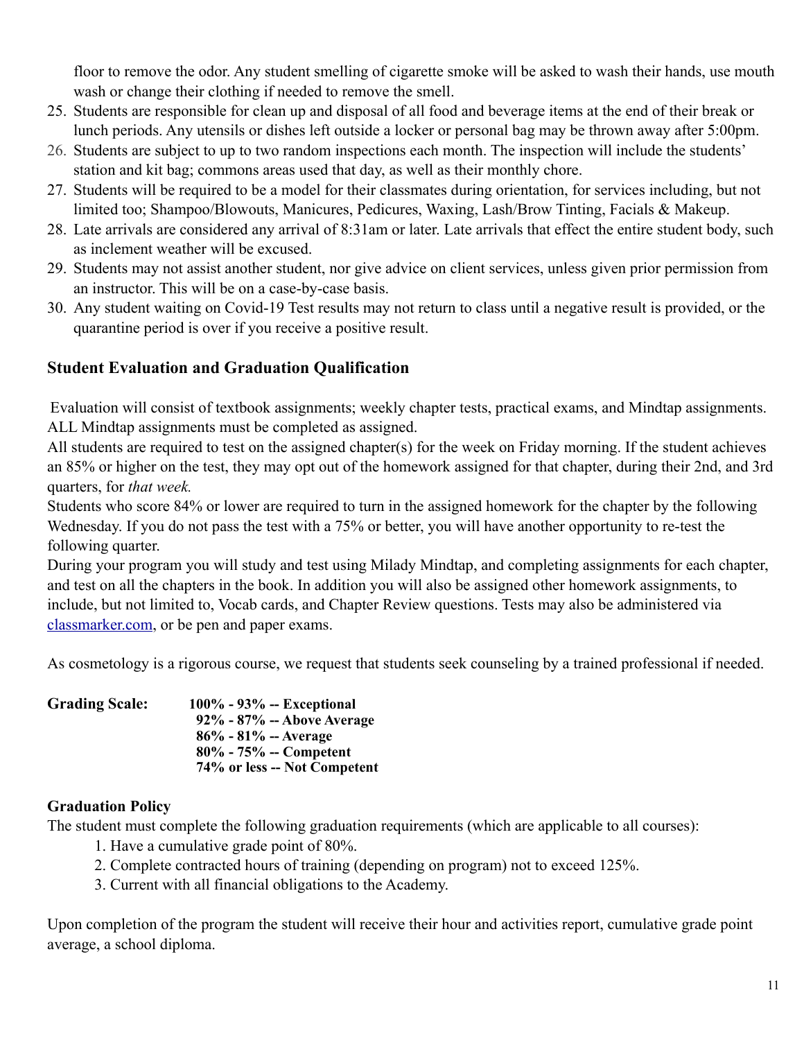floor to remove the odor. Any student smelling of cigarette smoke will be asked to wash their hands, use mouth wash or change their clothing if needed to remove the smell.

25. Students are responsible for clean up and disposal of all food and beverage items at the end of their break or lunch periods. Any utensils or dishes left outside a locker or personal bag may be thrown away after 5:00pm.
26. Students are subject to up to two random inspections each month. The inspection will include the students' station and kit bag; commons areas used that day, as well as their monthly chore.
27. Students will be required to be a model for their classmates during orientation, for services including, but not limited too; Shampoo/Blowouts, Manicures, Pedicures, Waxing, Lash/Brow Tinting, Facials & Makeup.
28. Late arrivals are considered any arrival of 8:31am or later. Late arrivals that effect the entire student body, such as inclement weather will be excused.
29. Students may not assist another student, nor give advice on client services, unless given prior permission from an instructor. This will be on a case-by-case basis.
30. Any student waiting on Covid-19 Test results may not return to class until a negative result is provided, or the quarantine period is over if you receive a positive result.

## Student Evaluation and Graduation Qualification

Evaluation will consist of textbook assignments; weekly chapter tests, practical exams, and Mindtap assignments. ALL Mindtap assignments must be completed as assigned.

All students are required to test on the assigned chapter(s) for the week on Friday morning. If the student achieves an 85% or higher on the test, they may opt out of the homework assigned for that chapter, during their 2nd, and 3rd quarters, for *that week.*

Students who score 84% or lower are required to turn in the assigned homework for the chapter by the following Wednesday. If you do not pass the test with a 75% or better, you will have another opportunity to re-test the following quarter.

During your program you will study and test using Milady Mindtap, and completing assignments for each chapter, and test on all the chapters in the book. In addition you will also be assigned other homework assignments, to include, but not limited to, Vocab cards, and Chapter Review questions. Tests may also be administered via classmarker.com, or be pen and paper exams.

As cosmetology is a rigorous course, we request that students seek counseling by a trained professional if needed.

**Grading Scale:**

**100% - 93% -- Exceptional**
**92% - 87% -- Above Average**
**86% - 81% -- Average**
**80% - 75% -- Competent**
**74% or less -- Not Competent**

### Graduation Policy

The student must complete the following graduation requirements (which are applicable to all courses):

1. Have a cumulative grade point of 80%.
2. Complete contracted hours of training (depending on program) not to exceed 125%.
3. Current with all financial obligations to the Academy.

Upon completion of the program the student will receive their hour and activities report, cumulative grade point average, a school diploma.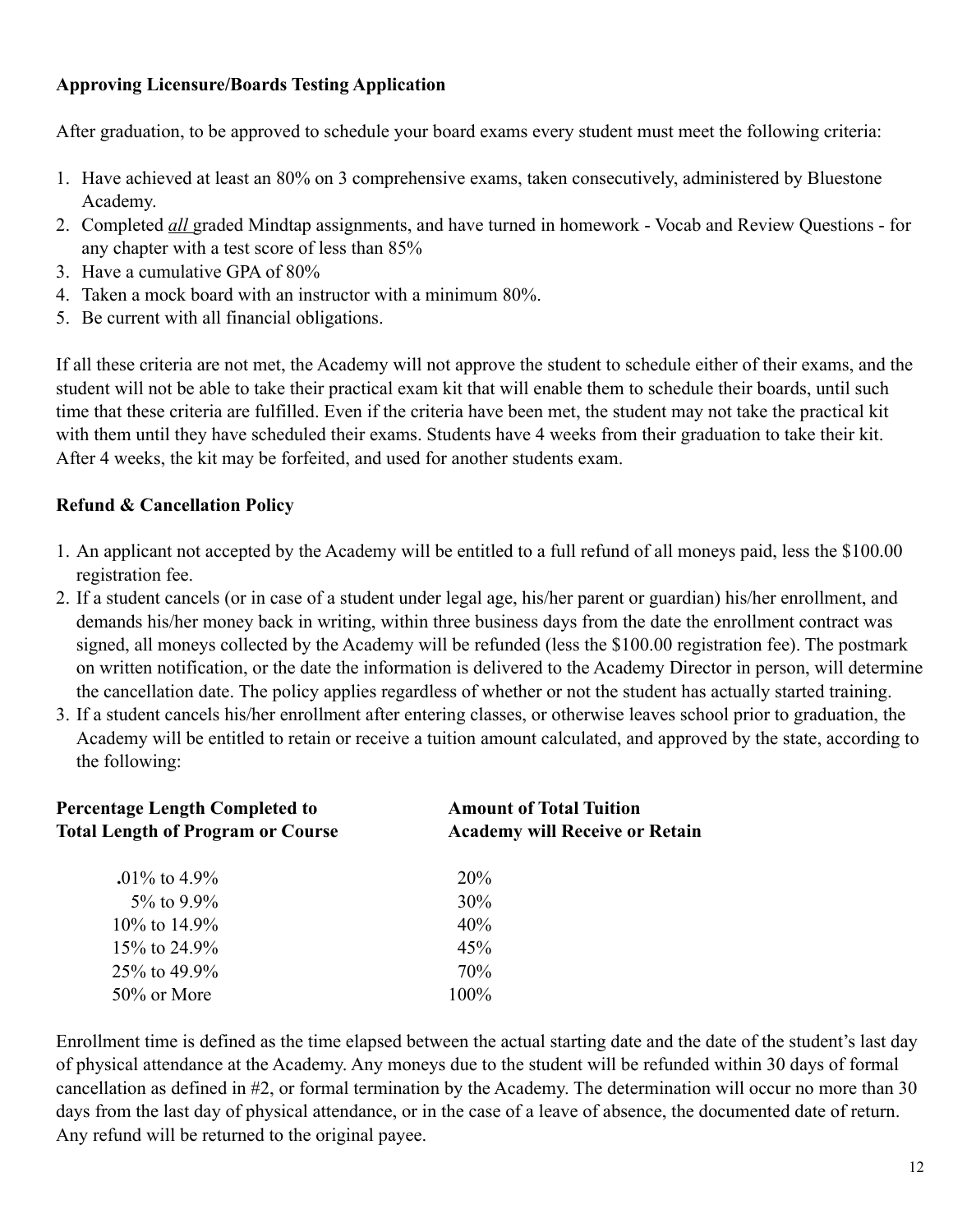**Approving Licensure/Boards Testing Application**

After graduation, to be approved to schedule your board exams every student must meet the following criteria:

1. Have achieved at least an 80% on 3 comprehensive exams, taken consecutively, administered by Bluestone Academy.
2. Completed *all* graded Mindtap assignments, and have turned in homework - Vocab and Review Questions - for any chapter with a test score of less than 85%
3. Have a cumulative GPA of 80%
4. Taken a mock board with an instructor with a minimum 80%.
5. Be current with all financial obligations.

If all these criteria are not met, the Academy will not approve the student to schedule either of their exams, and the student will not be able to take their practical exam kit that will enable them to schedule their boards, until such time that these criteria are fulfilled. Even if the criteria have been met, the student may not take the practical kit with them until they have scheduled their exams. Students have 4 weeks from their graduation to take their kit. After 4 weeks, the kit may be forfeited, and used for another students exam.

**Refund & Cancellation Policy**

1. An applicant not accepted by the Academy will be entitled to a full refund of all moneys paid, less the $100.00 registration fee.
2. If a student cancels (or in case of a student under legal age, his/her parent or guardian) his/her enrollment, and demands his/her money back in writing, within three business days from the date the enrollment contract was signed, all moneys collected by the Academy will be refunded (less the $100.00 registration fee). The postmark on written notification, or the date the information is delivered to the Academy Director in person, will determine the cancellation date. The policy applies regardless of whether or not the student has actually started training.
3. If a student cancels his/her enrollment after entering classes, or otherwise leaves school prior to graduation, the Academy will be entitled to retain or receive a tuition amount calculated, and approved by the state, according to the following:

| Percentage Length Completed to Total Length of Program or Course | Amount of Total Tuition Academy will Receive or Retain |
|---|---|
| .01% to 4.9% | 20% |
| 5% to 9.9% | 30% |
| 10% to 14.9% | 40% |
| 15% to 24.9% | 45% |
| 25% to 49.9% | 70% |
| 50% or More | 100% |

Enrollment time is defined as the time elapsed between the actual starting date and the date of the student's last day of physical attendance at the Academy. Any moneys due to the student will be refunded within 30 days of formal cancellation as defined in #2, or formal termination by the Academy. The determination will occur no more than 30 days from the last day of physical attendance, or in the case of a leave of absence, the documented date of return. Any refund will be returned to the original payee.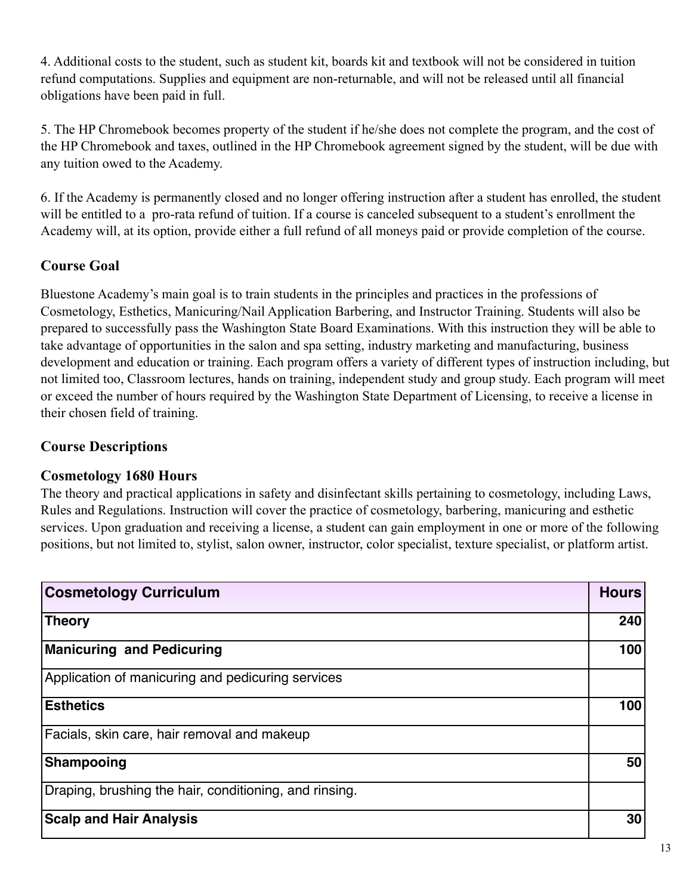4. Additional costs to the student, such as student kit, boards kit and textbook will not be considered in tuition refund computations. Supplies and equipment are non-returnable, and will not be released until all financial obligations have been paid in full.

5. The HP Chromebook becomes property of the student if he/she does not complete the program, and the cost of the HP Chromebook and taxes, outlined in the HP Chromebook agreement signed by the student, will be due with any tuition owed to the Academy.

6. If the Academy is permanently closed and no longer offering instruction after a student has enrolled, the student will be entitled to a pro-rata refund of tuition. If a course is canceled subsequent to a student's enrollment the Academy will, at its option, provide either a full refund of all moneys paid or provide completion of the course.

## Course Goal

Bluestone Academy's main goal is to train students in the principles and practices in the professions of Cosmetology, Esthetics, Manicuring/Nail Application Barbering, and Instructor Training. Students will also be prepared to successfully pass the Washington State Board Examinations. With this instruction they will be able to take advantage of opportunities in the salon and spa setting, industry marketing and manufacturing, business development and education or training. Each program offers a variety of different types of instruction including, but not limited too, Classroom lectures, hands on training, independent study and group study. Each program will meet or exceed the number of hours required by the Washington State Department of Licensing, to receive a license in their chosen field of training.

## Course Descriptions

### Cosmetology 1680 Hours

The theory and practical applications in safety and disinfectant skills pertaining to cosmetology, including Laws, Rules and Regulations. Instruction will cover the practice of cosmetology, barbering, manicuring and esthetic services. Upon graduation and receiving a license, a student can gain employment in one or more of the following positions, but not limited to, stylist, salon owner, instructor, color specialist, texture specialist, or platform artist.

| Cosmetology Curriculum | Hours |
|---|---|
| **Theory** | **240** |
| **Manicuring and Pedicuring** | **100** |
| Application of manicuring and pedicuring services | |
| **Esthetics** | **100** |
| Facials, skin care, hair removal and makeup | |
| **Shampooing** | **50** |
| Draping, brushing the hair, conditioning, and rinsing. | |
| **Scalp and Hair Analysis** | **30** |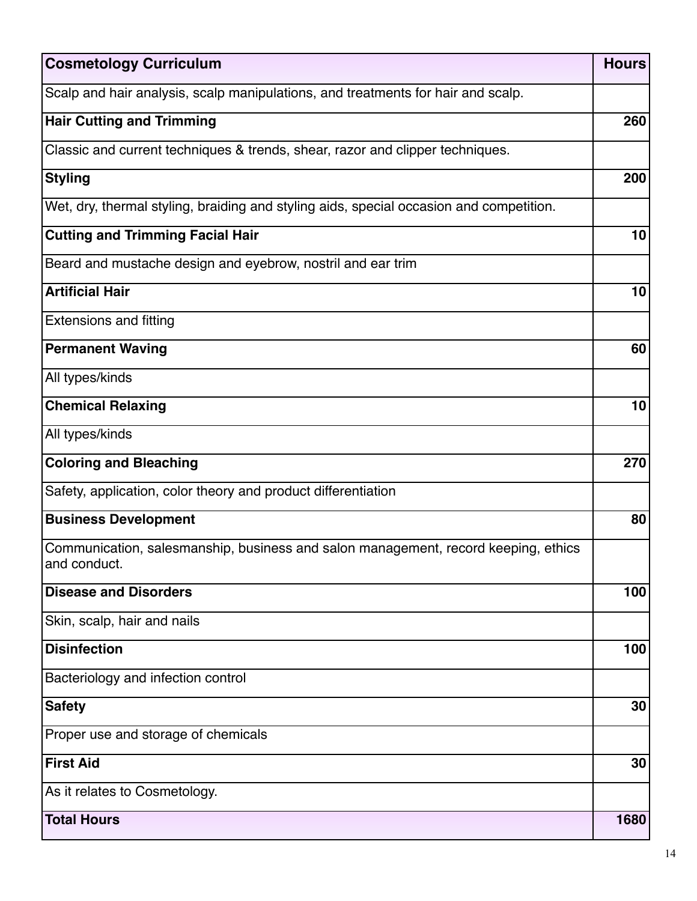| **Cosmetology Curriculum** | **Hours** |
|---|---|
| Scalp and hair analysis, scalp manipulations, and treatments for hair and scalp. | |
| **Hair Cutting and Trimming** | **260** |
| Classic and current techniques & trends, shear, razor and clipper techniques. | |
| **Styling** | **200** |
| Wet, dry, thermal styling, braiding and styling aids, special occasion and competition. | |
| **Cutting and Trimming Facial Hair** | **10** |
| Beard and mustache design and eyebrow, nostril and ear trim | |
| **Artificial Hair** | **10** |
| Extensions and fitting | |
| **Permanent Waving** | **60** |
| All types/kinds | |
| **Chemical Relaxing** | **10** |
| All types/kinds | |
| **Coloring and Bleaching** | **270** |
| Safety, application, color theory and product differentiation | |
| **Business Development** | **80** |
| Communication, salesmanship, business and salon management, record keeping, ethics and conduct. | |
| **Disease and Disorders** | **100** |
| Skin, scalp, hair and nails | |
| **Disinfection** | **100** |
| Bacteriology and infection control | |
| **Safety** | **30** |
| Proper use and storage of chemicals | |
| **First Aid** | **30** |
| As it relates to Cosmetology. | |
| **Total Hours** | **1680** |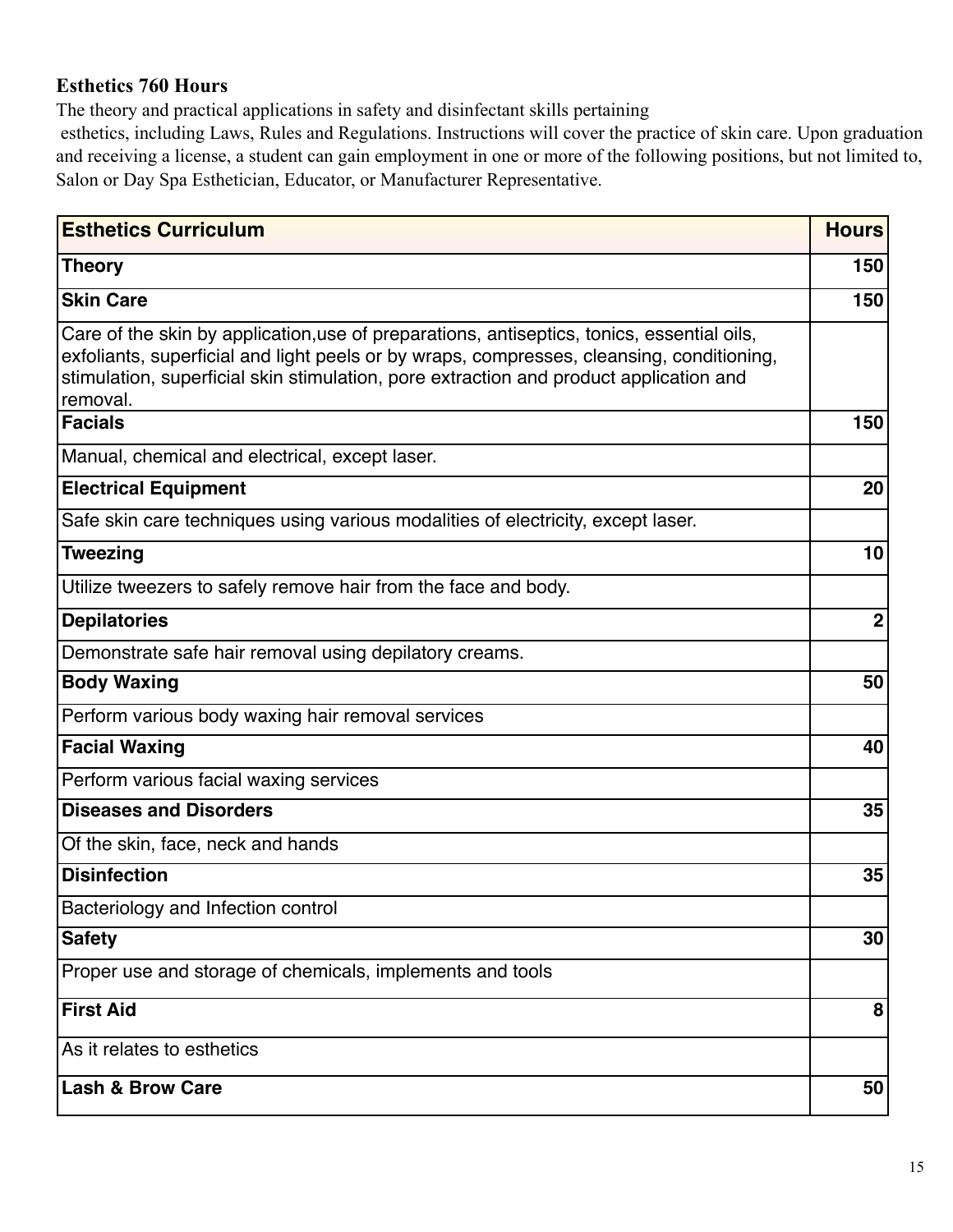**Esthetics 760 Hours**

The theory and practical applications in safety and disinfectant skills pertaining esthetics, including Laws, Rules and Regulations. Instructions will cover the practice of skin care. Upon graduation and receiving a license, a student can gain employment in one or more of the following positions, but not limited to, Salon or Day Spa Esthetician, Educator, or Manufacturer Representative.

| **Esthetics Curriculum** | **Hours** |
|---|---|
| **Theory** | **150** |
| **Skin Care** | **150** |
| Care of the skin by application,use of preparations, antiseptics, tonics, essential oils, exfoliants, superficial and light peels or by wraps, compresses, cleansing, conditioning, stimulation, superficial skin stimulation, pore extraction and product application and removal. | |
| **Facials** | **150** |
| Manual, chemical and electrical, except laser. | |
| **Electrical Equipment** | **20** |
| Safe skin care techniques using various modalities of electricity, except laser. | |
| **Tweezing** | **10** |
| Utilize tweezers to safely remove hair from the face and body. | |
| **Depilatories** | **2** |
| Demonstrate safe hair removal using depilatory creams. | |
| **Body Waxing** | **50** |
| Perform various body waxing hair removal services | |
| **Facial Waxing** | **40** |
| Perform various facial waxing services | |
| **Diseases and Disorders** | **35** |
| Of the skin, face, neck and hands | |
| **Disinfection** | **35** |
| Bacteriology and Infection control | |
| **Safety** | **30** |
| Proper use and storage of chemicals, implements and tools | |
| **First Aid** | **8** |
| As it relates to esthetics | |
| **Lash & Brow Care** | **50** |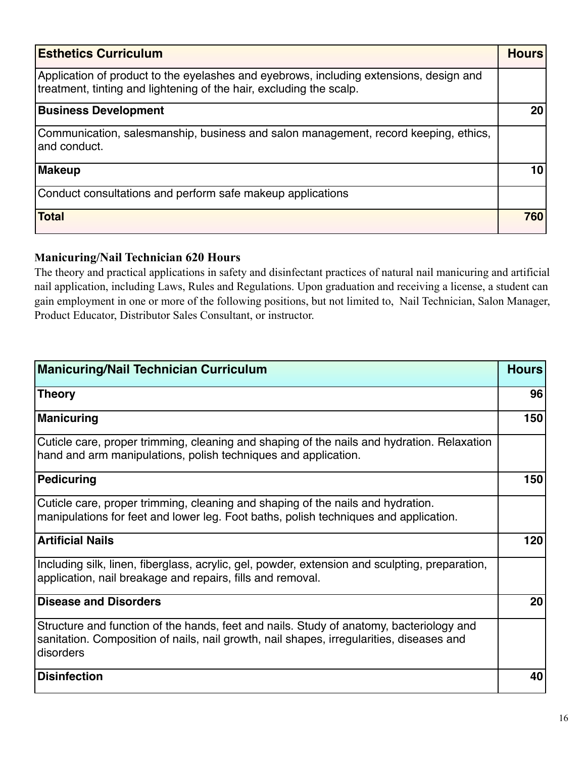| Esthetics Curriculum | Hours |
|---|---|
| Application of product to the eyelashes and eyebrows, including extensions, design and treatment, tinting and lightening of the hair, excluding the scalp. | |
| **Business Development** | **20** |
| Communication, salesmanship, business and salon management, record keeping, ethics, and conduct. | |
| **Makeup** | **10** |
| Conduct consultations and perform safe makeup applications | |
| **Total** | **760** |

**Manicuring/Nail Technician 620 Hours**

The theory and practical applications in safety and disinfectant practices of natural nail manicuring and artificial nail application, including Laws, Rules and Regulations. Upon graduation and receiving a license, a student can gain employment in one or more of the following positions, but not limited to, Nail Technician, Salon Manager, Product Educator, Distributor Sales Consultant, or instructor.

| Manicuring/Nail Technician Curriculum | Hours |
|---|---|
| **Theory** | **96** |
| **Manicuring** | **150** |
| Cuticle care, proper trimming, cleaning and shaping of the nails and hydration. Relaxation hand and arm manipulations, polish techniques and application. | |
| **Pedicuring** | **150** |
| Cuticle care, proper trimming, cleaning and shaping of the nails and hydration. manipulations for feet and lower leg. Foot baths, polish techniques and application. | |
| **Artificial Nails** | **120** |
| Including silk, linen, fiberglass, acrylic, gel, powder, extension and sculpting, preparation, application, nail breakage and repairs, fills and removal. | |
| **Disease and Disorders** | **20** |
| Structure and function of the hands, feet and nails. Study of anatomy, bacteriology and sanitation. Composition of nails, nail growth, nail shapes, irregularities, diseases and disorders | |
| **Disinfection** | **40** |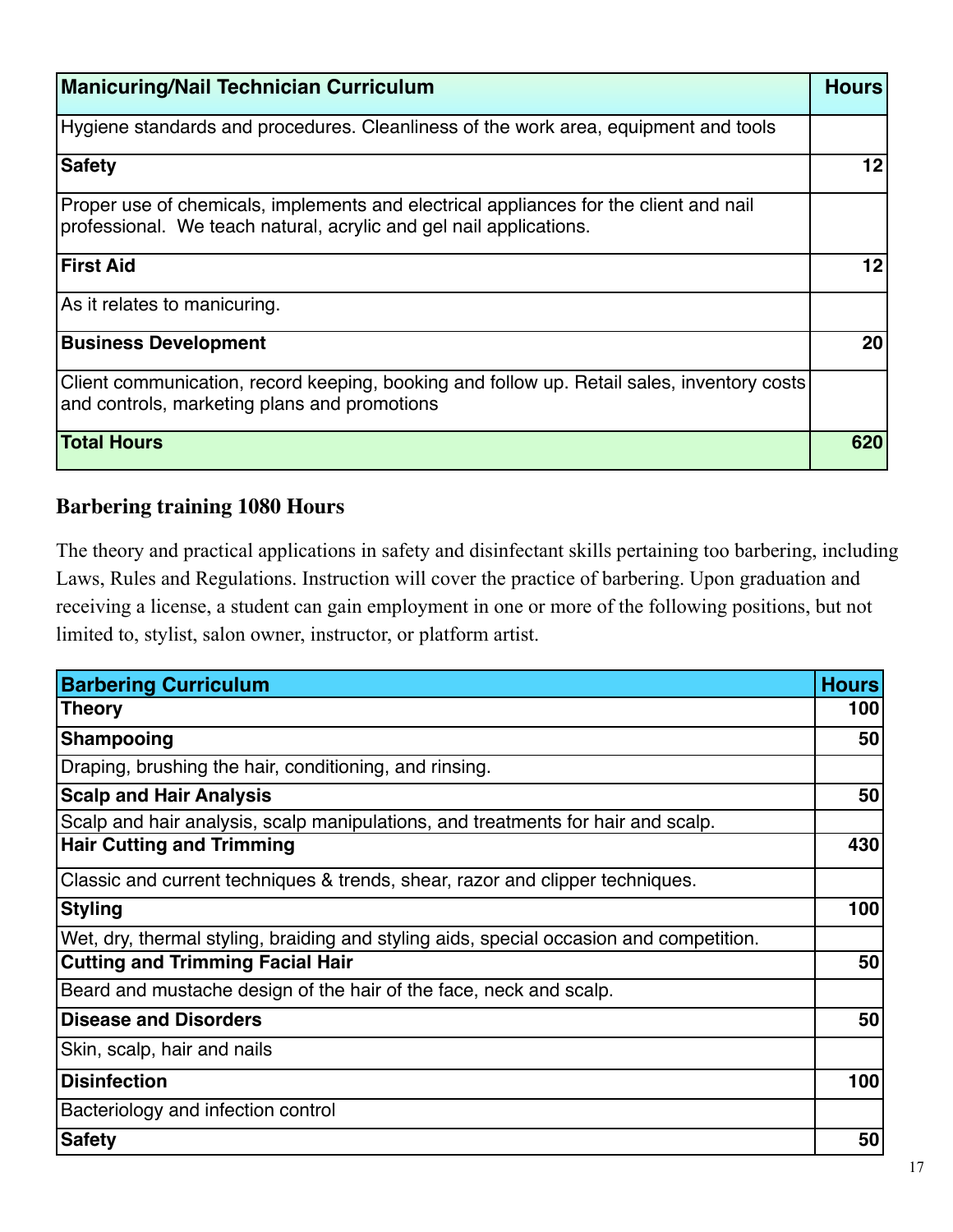| Manicuring/Nail Technician Curriculum | Hours |
|---|---|
| Hygiene standards and procedures. Cleanliness of the work area, equipment and tools | |
| **Safety** | **12** |
| Proper use of chemicals, implements and electrical appliances for the client and nail professional. We teach natural, acrylic and gel nail applications. | |
| **First Aid** | **12** |
| As it relates to manicuring. | |
| **Business Development** | **20** |
| Client communication, record keeping, booking and follow up. Retail sales, inventory costs and controls, marketing plans and promotions | |
| **Total Hours** | **620** |

## Barbering training 1080 Hours

The theory and practical applications in safety and disinfectant skills pertaining too barbering, including Laws, Rules and Regulations. Instruction will cover the practice of barbering. Upon graduation and receiving a license, a student can gain employment in one or more of the following positions, but not limited to, stylist, salon owner, instructor, or platform artist.

| Barbering Curriculum | Hours |
|---|---|
| **Theory** | **100** |
| **Shampooing** | **50** |
| Draping, brushing the hair, conditioning, and rinsing. | |
| **Scalp and Hair Analysis** | **50** |
| Scalp and hair analysis, scalp manipulations, and treatments for hair and scalp. | |
| **Hair Cutting and Trimming** | **430** |
| Classic and current techniques & trends, shear, razor and clipper techniques. | |
| **Styling** | **100** |
| Wet, dry, thermal styling, braiding and styling aids, special occasion and competition. | |
| **Cutting and Trimming Facial Hair** | **50** |
| Beard and mustache design of the hair of the face, neck and scalp. | |
| **Disease and Disorders** | **50** |
| Skin, scalp, hair and nails | |
| **Disinfection** | **100** |
| Bacteriology and infection control | |
| **Safety** | **50** |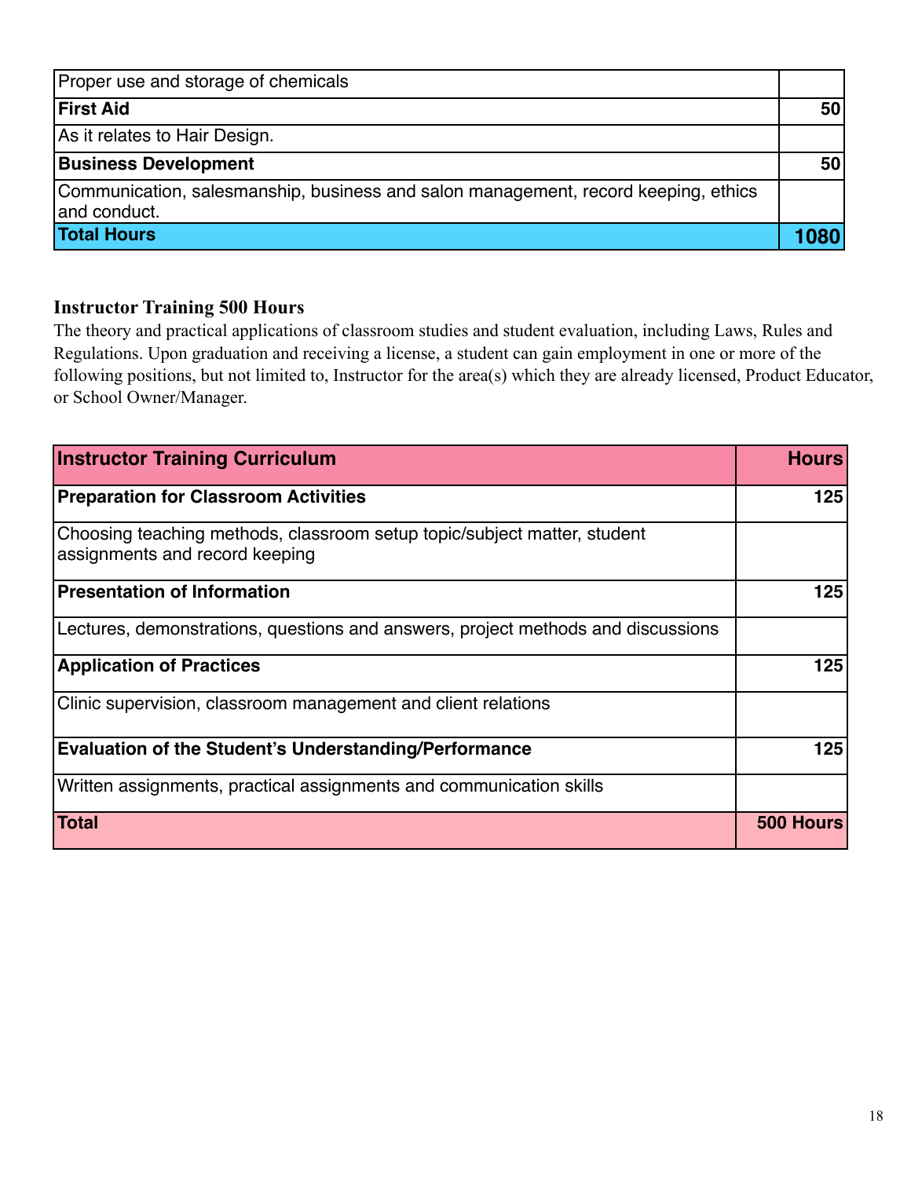| | |
|---|---|
| Proper use and storage of chemicals | |
| **First Aid** | **50** |
| As it relates to Hair Design. | |
| **Business Development** | **50** |
| Communication, salesmanship, business and salon management, record keeping, ethics and conduct. | |
| **Total Hours** | **1080** |

### Instructor Training 500 Hours

The theory and practical applications of classroom studies and student evaluation, including Laws, Rules and Regulations. Upon graduation and receiving a license, a student can gain employment in one or more of the following positions, but not limited to, Instructor for the area(s) which they are already licensed, Product Educator, or School Owner/Manager.

| **Instructor Training Curriculum** | **Hours** |
|---|---|
| **Preparation for Classroom Activities** | **125** |
| Choosing teaching methods, classroom setup topic/subject matter, student assignments and record keeping | |
| **Presentation of Information** | **125** |
| Lectures, demonstrations, questions and answers, project methods and discussions | |
| **Application of Practices** | **125** |
| Clinic supervision, classroom management and client relations | |
| **Evaluation of the Student's Understanding/Performance** | **125** |
| Written assignments, practical assignments and communication skills | |
| **Total** | **500 Hours** |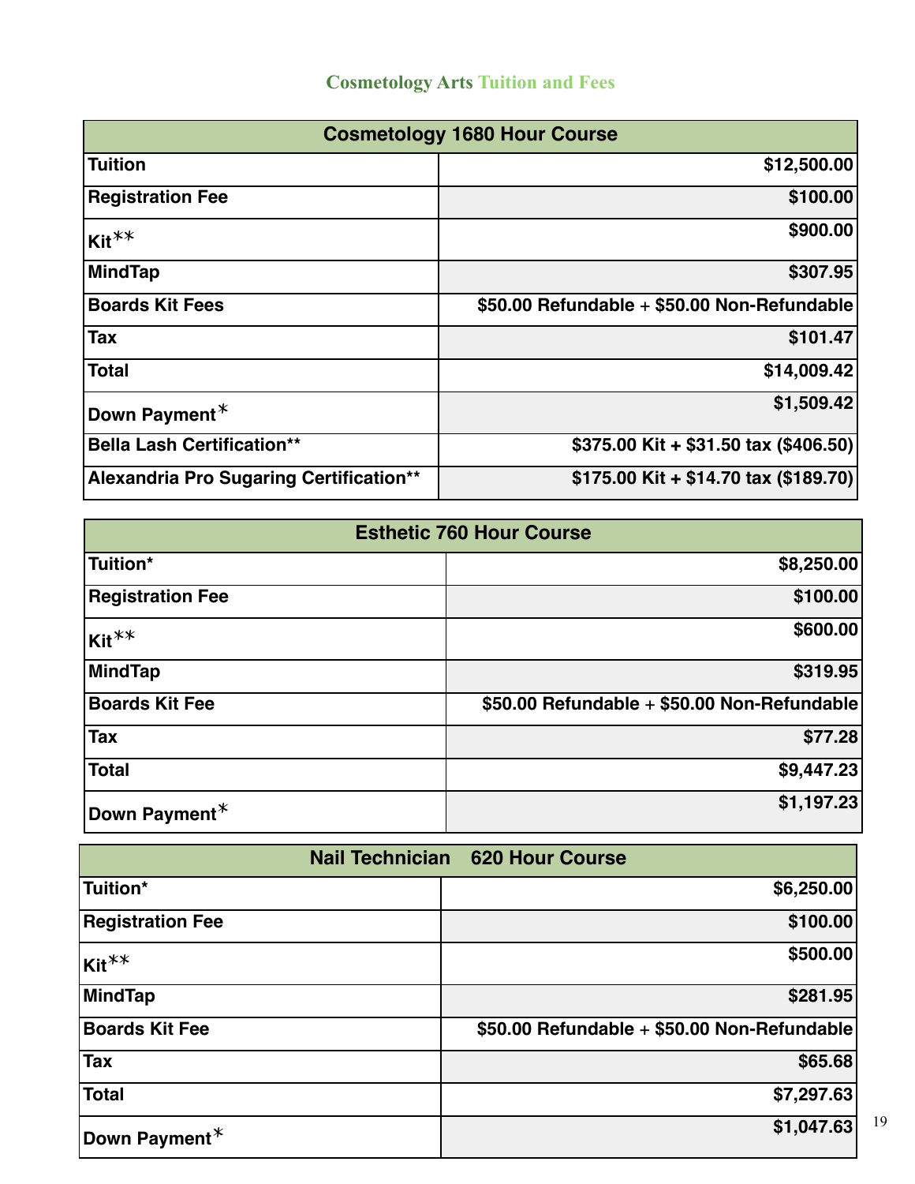## Cosmetology Arts Tuition and Fees

| Cosmetology 1680 Hour Course | |
|---|---|
| Tuition | $12,500.00 |
| Registration Fee | $100.00 |
| Kit** | $900.00 |
| MindTap | $307.95 |
| Boards Kit Fees | $50.00 Refundable + $50.00 Non-Refundable |
| Tax | $101.47 |
| Total | $14,009.42 |
| Down Payment* | $1,509.42 |
| Bella Lash Certification** | $375.00 Kit + $31.50 tax ($406.50) |
| Alexandria Pro Sugaring Certification** | $175.00 Kit + $14.70 tax ($189.70) |

| Esthetic 760 Hour Course | |
|---|---|
| Tuition* | $8,250.00 |
| Registration Fee | $100.00 |
| Kit** | $600.00 |
| MindTap | $319.95 |
| Boards Kit Fee | $50.00 Refundable + $50.00 Non-Refundable |
| Tax | $77.28 |
| Total | $9,447.23 |
| Down Payment* | $1,197.23 |

| Nail Technician 620 Hour Course | |
|---|---|
| Tuition* | $6,250.00 |
| Registration Fee | $100.00 |
| Kit** | $500.00 |
| MindTap | $281.95 |
| Boards Kit Fee | $50.00 Refundable + $50.00 Non-Refundable |
| Tax | $65.68 |
| Total | $7,297.63 |
| Down Payment* | $1,047.63 |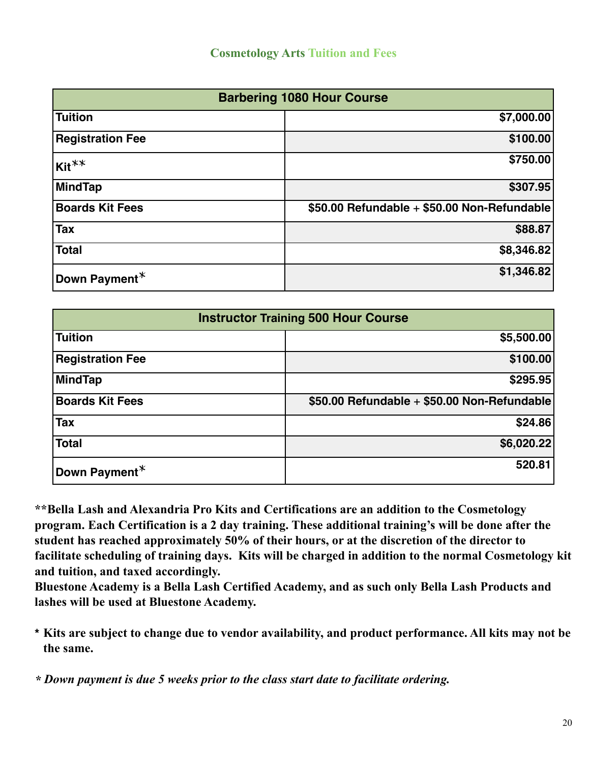## Cosmetology Arts Tuition and Fees

| Barbering 1080 Hour Course | |
|---|---|
| **Tuition** | **$7,000.00** |
| **Registration Fee** | **$100.00** |
| **Kit**** | **$750.00** |
| **MindTap** | **$307.95** |
| **Boards Kit Fees** | **$50.00 Refundable + $50.00 Non-Refundable** |
| **Tax** | **$88.87** |
| **Total** | **$8,346.82** |
| **Down Payment*** | **$1,346.82** |

| Instructor Training 500 Hour Course | |
|---|---|
| **Tuition** | **$5,500.00** |
| **Registration Fee** | **$100.00** |
| **MindTap** | **$295.95** |
| **Boards Kit Fees** | **$50.00 Refundable + $50.00 Non-Refundable** |
| **Tax** | **$24.86** |
| **Total** | **$6,020.22** |
| **Down Payment*** | **520.81** |

****Bella Lash and Alexandria Pro Kits and Certifications are an addition to the Cosmetology program. Each Certification is a 2 day training. These additional training's will be done after the student has reached approximately 50% of their hours, or at the discretion of the director to facilitate scheduling of training days. Kits will be charged in addition to the normal Cosmetology kit and tuition, and taxed accordingly.**
**Bluestone Academy is a Bella Lash Certified Academy, and as such only Bella Lash Products and lashes will be used at Bluestone Academy.**

- **Kits are subject to change due to vendor availability, and product performance. All kits may not be the same.**

***\* Down payment is due 5 weeks prior to the class start date to facilitate ordering.***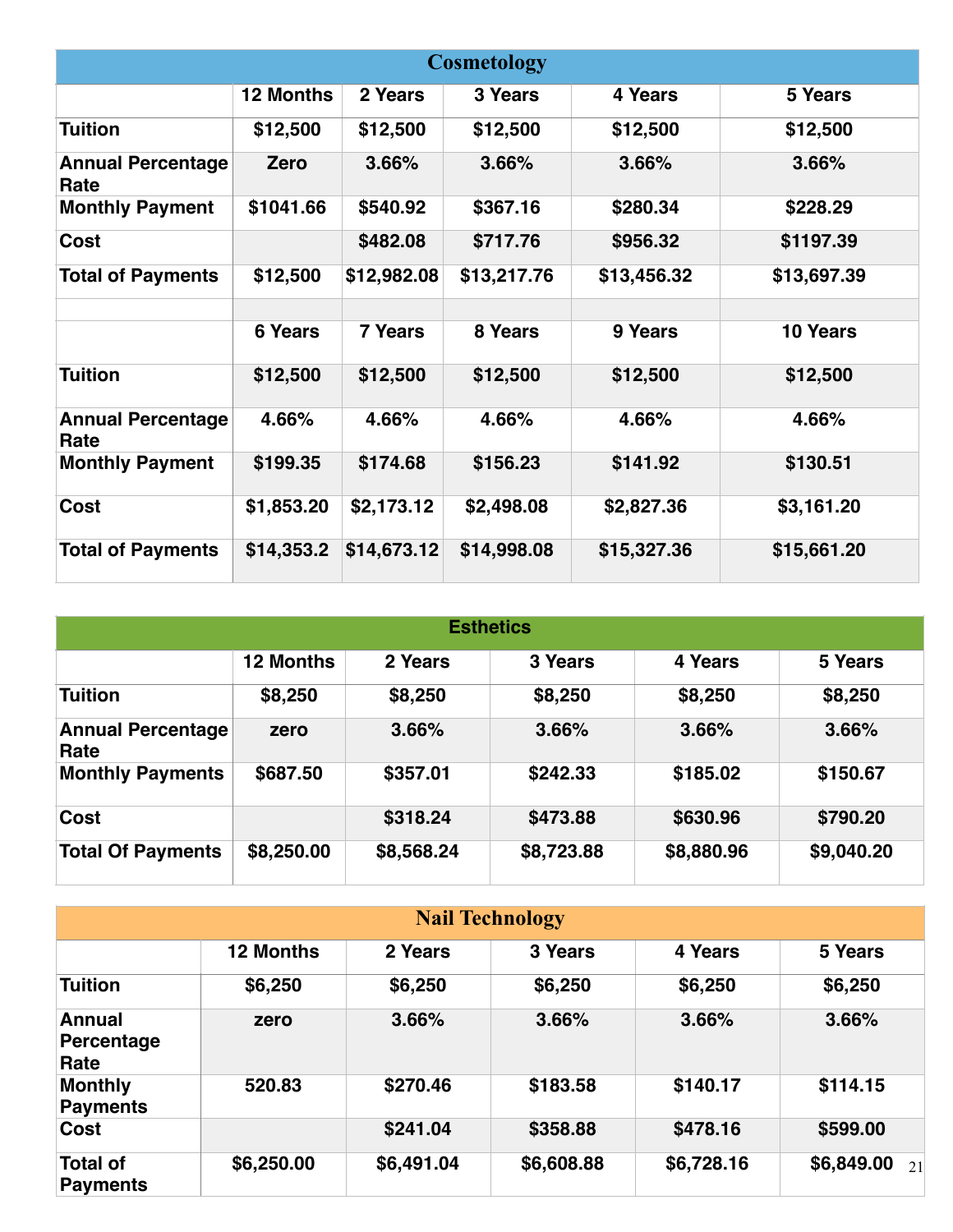## Cosmetology

| | 12 Months | 2 Years | 3 Years | 4 Years | 5 Years |
|---|---|---|---|---|---|
| Tuition | $12,500 | $12,500 | $12,500 | $12,500 | $12,500 |
| Annual Percentage Rate | Zero | 3.66% | 3.66% | 3.66% | 3.66% |
| Monthly Payment | $1041.66 | $540.92 | $367.16 | $280.34 | $228.29 |
| Cost | | $482.08 | $717.76 | $956.32 | $1197.39 |
| Total of Payments | $12,500 | $12,982.08 | $13,217.76 | $13,456.32 | $13,697.39 |
| | | | | | |
| | 6 Years | 7 Years | 8 Years | 9 Years | 10 Years |
| Tuition | $12,500 | $12,500 | $12,500 | $12,500 | $12,500 |
| Annual Percentage Rate | 4.66% | 4.66% | 4.66% | 4.66% | 4.66% |
| Monthly Payment | $199.35 | $174.68 | $156.23 | $141.92 | $130.51 |
| Cost | $1,853.20 | $2,173.12 | $2,498.08 | $2,827.36 | $3,161.20 |
| Total of Payments | $14,353.2 | $14,673.12 | $14,998.08 | $15,327.36 | $15,661.20 |

## Esthetics

| | 12 Months | 2 Years | 3 Years | 4 Years | 5 Years |
|---|---|---|---|---|---|
| Tuition | $8,250 | $8,250 | $8,250 | $8,250 | $8,250 |
| Annual Percentage Rate | zero | 3.66% | 3.66% | 3.66% | 3.66% |
| Monthly Payments | $687.50 | $357.01 | $242.33 | $185.02 | $150.67 |
| Cost | | $318.24 | $473.88 | $630.96 | $790.20 |
| Total Of Payments | $8,250.00 | $8,568.24 | $8,723.88 | $8,880.96 | $9,040.20 |

## Nail Technology

| | 12 Months | 2 Years | 3 Years | 4 Years | 5 Years |
|---|---|---|---|---|---|
| Tuition | $6,250 | $6,250 | $6,250 | $6,250 | $6,250 |
| Annual Percentage Rate | zero | 3.66% | 3.66% | 3.66% | 3.66% |
| Monthly Payments | 520.83 | $270.46 | $183.58 | $140.17 | $114.15 |
| Cost | | $241.04 | $358.88 | $478.16 | $599.00 |
| Total of Payments | $6,250.00 | $6,491.04 | $6,608.88 | $6,728.16 | $6,849.00 |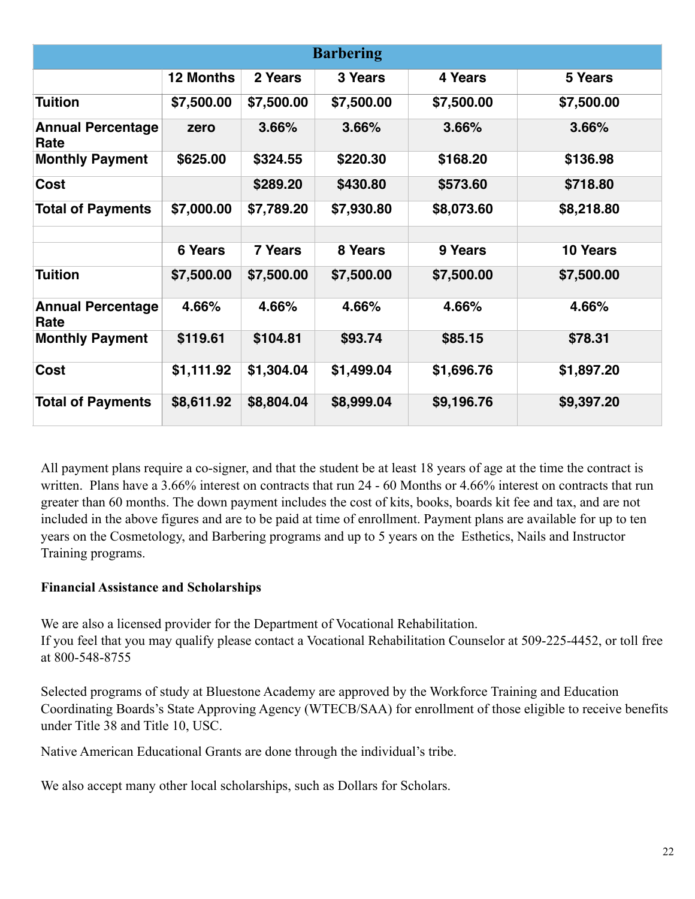| Barbering | | | | | |
|---|---|---|---|---|---|
| | 12 Months | 2 Years | 3 Years | 4 Years | 5 Years |
| Tuition | $7,500.00 | $7,500.00 | $7,500.00 | $7,500.00 | $7,500.00 |
| Annual Percentage Rate | zero | 3.66% | 3.66% | 3.66% | 3.66% |
| Monthly Payment | $625.00 | $324.55 | $220.30 | $168.20 | $136.98 |
| Cost | | $289.20 | $430.80 | $573.60 | $718.80 |
| Total of Payments | $7,000.00 | $7,789.20 | $7,930.80 | $8,073.60 | $8,218.80 |
| | | | | | |
| | 6 Years | 7 Years | 8 Years | 9 Years | 10 Years |
| Tuition | $7,500.00 | $7,500.00 | $7,500.00 | $7,500.00 | $7,500.00 |
| Annual Percentage Rate | 4.66% | 4.66% | 4.66% | 4.66% | 4.66% |
| Monthly Payment | $119.61 | $104.81 | $93.74 | $85.15 | $78.31 |
| Cost | $1,111.92 | $1,304.04 | $1,499.04 | $1,696.76 | $1,897.20 |
| Total of Payments | $8,611.92 | $8,804.04 | $8,999.04 | $9,196.76 | $9,397.20 |

All payment plans require a co-signer, and that the student be at least 18 years of age at the time the contract is written. Plans have a 3.66% interest on contracts that run 24 - 60 Months or 4.66% interest on contracts that run greater than 60 months. The down payment includes the cost of kits, books, boards kit fee and tax, and are not included in the above figures and are to be paid at time of enrollment. Payment plans are available for up to ten years on the Cosmetology, and Barbering programs and up to 5 years on the Esthetics, Nails and Instructor Training programs.

**Financial Assistance and Scholarships**

We are also a licensed provider for the Department of Vocational Rehabilitation.
If you feel that you may qualify please contact a Vocational Rehabilitation Counselor at 509-225-4452, or toll free at 800-548-8755

Selected programs of study at Bluestone Academy are approved by the Workforce Training and Education Coordinating Boards's State Approving Agency (WTECB/SAA) for enrollment of those eligible to receive benefits under Title 38 and Title 10, USC.

Native American Educational Grants are done through the individual's tribe.

We also accept many other local scholarships, such as Dollars for Scholars.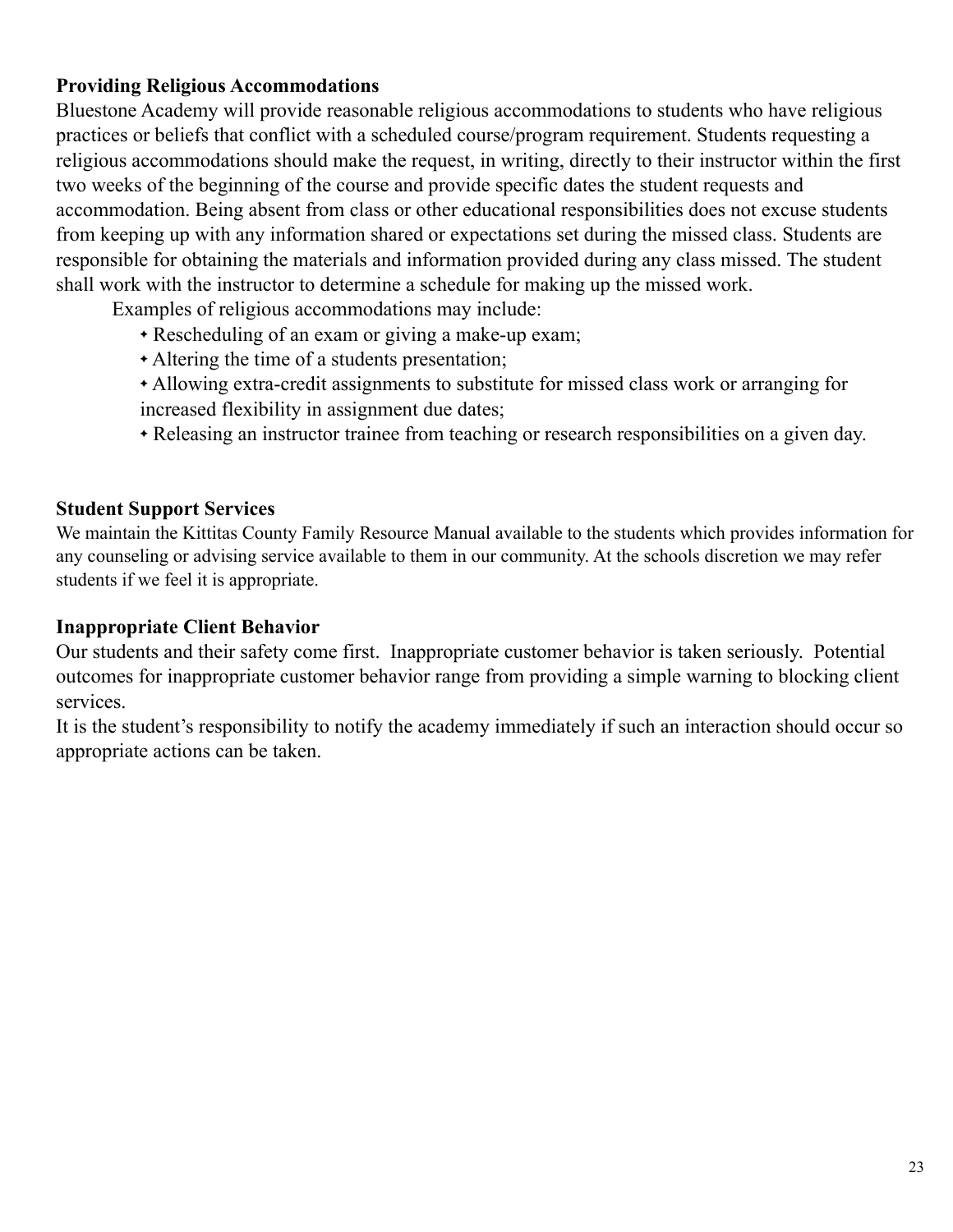**Providing Religious Accommodations**

Bluestone Academy will provide reasonable religious accommodations to students who have religious practices or beliefs that conflict with a scheduled course/program requirement. Students requesting a religious accommodations should make the request, in writing, directly to their instructor within the first two weeks of the beginning of the course and provide specific dates the student requests and accommodation. Being absent from class or other educational responsibilities does not excuse students from keeping up with any information shared or expectations set during the missed class. Students are responsible for obtaining the materials and information provided during any class missed. The student shall work with the instructor to determine a schedule for making up the missed work.

Examples of religious accommodations may include:

- Rescheduling of an exam or giving a make-up exam;
- Altering the time of a students presentation;
- Allowing extra-credit assignments to substitute for missed class work or arranging for increased flexibility in assignment due dates;
- Releasing an instructor trainee from teaching or research responsibilities on a given day.

**Student Support Services**

We maintain the Kittitas County Family Resource Manual available to the students which provides information for any counseling or advising service available to them in our community. At the schools discretion we may refer students if we feel it is appropriate.

**Inappropriate Client Behavior**

Our students and their safety come first. Inappropriate customer behavior is taken seriously. Potential outcomes for inappropriate customer behavior range from providing a simple warning to blocking client services.

It is the student's responsibility to notify the academy immediately if such an interaction should occur so appropriate actions can be taken.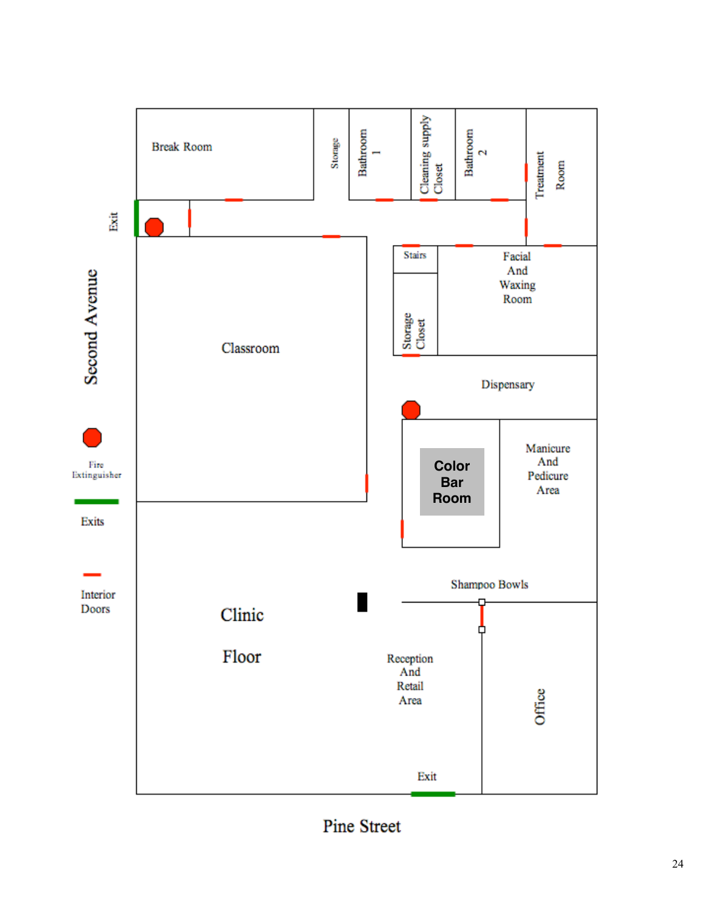Break Room

Storage

Bathroom 1

Cleaning supply Closet

Bathroom 2

Treatment Room

Exit

Stairs

Facial And Waxing Room

Storage Closet

Second Avenue

Classroom

Dispensary

**Color Bar Room**

Manicure And Pedicure Area

Fire Extinguisher

Exits

Interior Doors

Shampoo Bowls

Clinic Floor

Reception And Retail Area

Office

Exit

Pine Street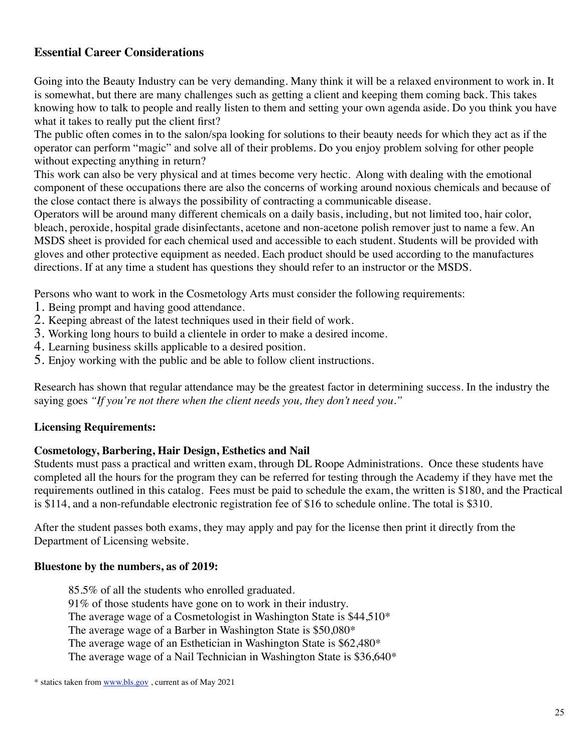## Essential Career Considerations

Going into the Beauty Industry can be very demanding. Many think it will be a relaxed environment to work in. It is somewhat, but there are many challenges such as getting a client and keeping them coming back. This takes knowing how to talk to people and really listen to them and setting your own agenda aside. Do you think you have what it takes to really put the client first?

The public often comes in to the salon/spa looking for solutions to their beauty needs for which they act as if the operator can perform "magic" and solve all of their problems. Do you enjoy problem solving for other people without expecting anything in return?

This work can also be very physical and at times become very hectic. Along with dealing with the emotional component of these occupations there are also the concerns of working around noxious chemicals and because of the close contact there is always the possibility of contracting a communicable disease.

Operators will be around many different chemicals on a daily basis, including, but not limited too, hair color, bleach, peroxide, hospital grade disinfectants, acetone and non-acetone polish remover just to name a few. An MSDS sheet is provided for each chemical used and accessible to each student. Students will be provided with gloves and other protective equipment as needed. Each product should be used according to the manufactures directions. If at any time a student has questions they should refer to an instructor or the MSDS.

Persons who want to work in the Cosmetology Arts must consider the following requirements:

1. Being prompt and having good attendance.
2. Keeping abreast of the latest techniques used in their field of work.
3. Working long hours to build a clientele in order to make a desired income.
4. Learning business skills applicable to a desired position.
5. Enjoy working with the public and be able to follow client instructions.

Research has shown that regular attendance may be the greatest factor in determining success. In the industry the saying goes *"If you're not there when the client needs you, they don't need you."*

### Licensing Requirements:

**Cosmetology, Barbering, Hair Design, Esthetics and Nail**

Students must pass a practical and written exam, through DL Roope Administrations. Once these students have completed all the hours for the program they can be referred for testing through the Academy if they have met the requirements outlined in this catalog. Fees must be paid to schedule the exam, the written is $180, and the Practical is $114, and a non-refundable electronic registration fee of $16 to schedule online. The total is $310.

After the student passes both exams, they may apply and pay for the license then print it directly from the Department of Licensing website.

### Bluestone by the numbers, as of 2019:

85.5% of all the students who enrolled graduated.
91% of those students have gone on to work in their industry.
The average wage of a Cosmetologist in Washington State is $44,510*
The average wage of a Barber in Washington State is $50,080*
The average wage of an Esthetician in Washington State is $62,480*
The average wage of a Nail Technician in Washington State is $36,640*

* statics taken from www.bls.gov , current as of May 2021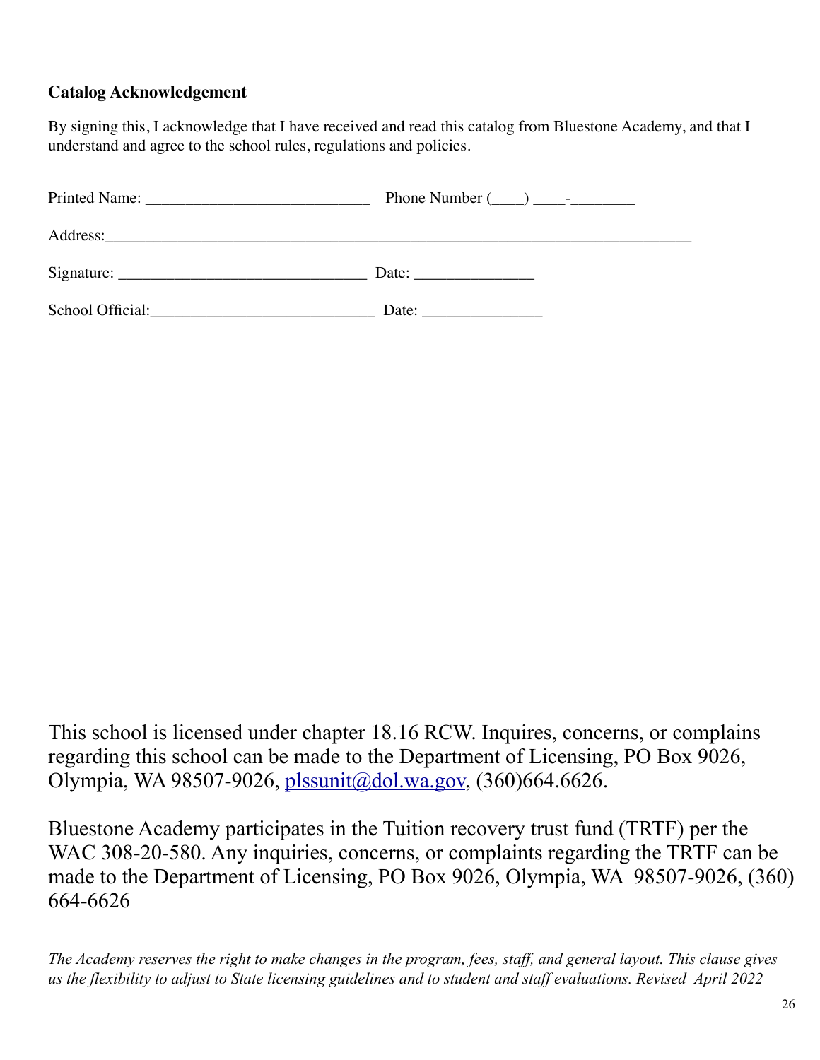**Catalog Acknowledgement**

By signing this, I acknowledge that I have received and read this catalog from Bluestone Academy, and that I understand and agree to the school rules, regulations and policies.

Printed Name: ____________________________ Phone Number (____) ____-________

Address:___________________________________________________________________________

Signature: _______________________________ Date: _______________

School Official:____________________________ Date: _______________

This school is licensed under chapter 18.16 RCW. Inquires, concerns, or complains regarding this school can be made to the Department of Licensing, PO Box 9026, Olympia, WA 98507-9026, plssunit@dol.wa.gov, (360)664.6626.

Bluestone Academy participates in the Tuition recovery trust fund (TRTF) per the WAC 308-20-580. Any inquiries, concerns, or complaints regarding the TRTF can be made to the Department of Licensing, PO Box 9026, Olympia, WA 98507-9026, (360) 664-6626

*The Academy reserves the right to make changes in the program, fees, staff, and general layout. This clause gives us the flexibility to adjust to State licensing guidelines and to student and staff evaluations. Revised April 2022*